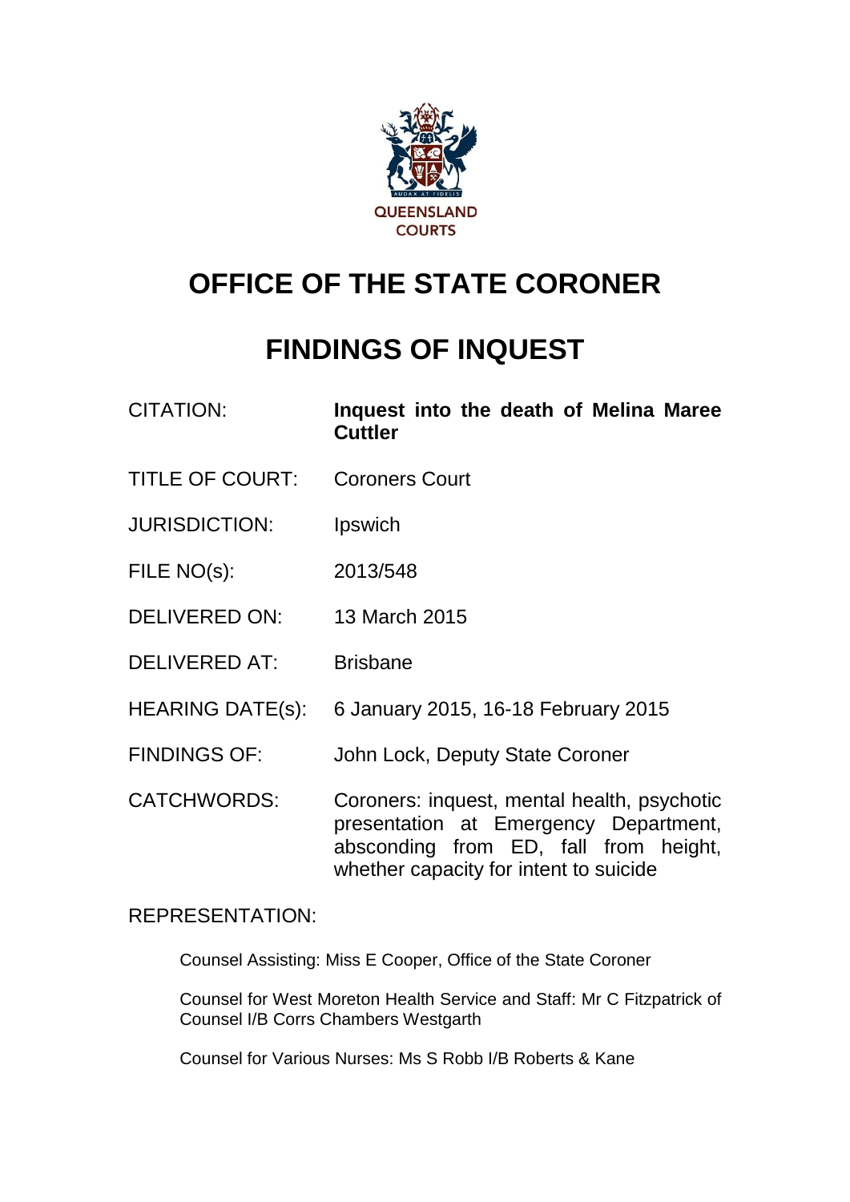QUEENSLAND COURTS

# OFFICE OF THE STATE CORONER

# FINDINGS OF INQUEST

| | |
|---|---|
| CITATION: | **Inquest into the death of Melina Maree Cuttler** |
| TITLE OF COURT: | Coroners Court |
| JURISDICTION: | Ipswich |
| FILE NO(s): | 2013/548 |
| DELIVERED ON: | 13 March 2015 |
| DELIVERED AT: | Brisbane |
| HEARING DATE(s): | 6 January 2015, 16-18 February 2015 |
| FINDINGS OF: | John Lock, Deputy State Coroner |
| CATCHWORDS: | Coroners: inquest, mental health, psychotic presentation at Emergency Department, absconding from ED, fall from height, whether capacity for intent to suicide |

REPRESENTATION:

Counsel Assisting: Miss E Cooper, Office of the State Coroner

Counsel for West Moreton Health Service and Staff: Mr C Fitzpatrick of Counsel I/B Corrs Chambers Westgarth

Counsel for Various Nurses: Ms S Robb I/B Roberts & Kane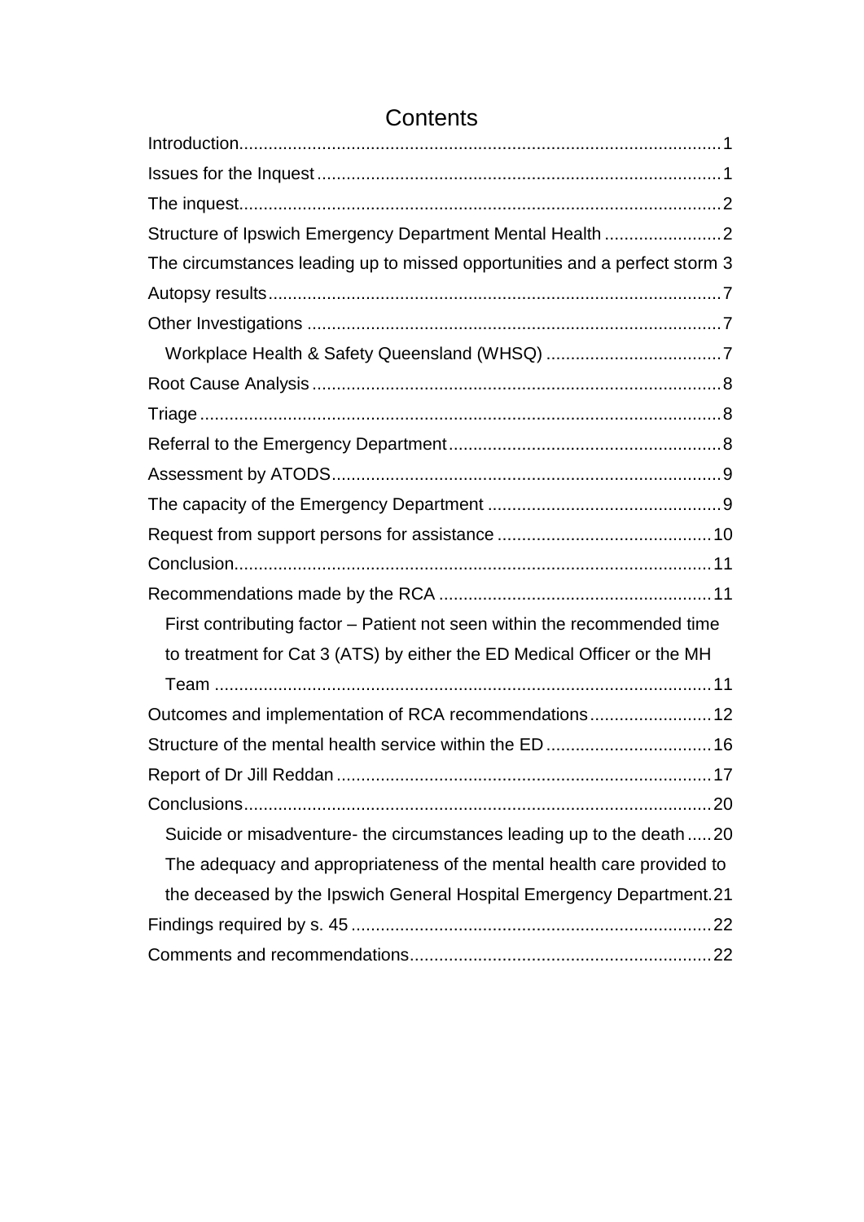# Contents

Introduction....1
Issues for the Inquest....1
The inquest....2
Structure of Ipswich Emergency Department Mental Health....2
The circumstances leading up to missed opportunities and a perfect storm 3
Autopsy results....7
Other Investigations....7
  Workplace Health & Safety Queensland (WHSQ)....7
Root Cause Analysis....8
Triage....8
Referral to the Emergency Department....8
Assessment by ATODS....9
The capacity of the Emergency Department....9
Request from support persons for assistance....10
Conclusion....11
Recommendations made by the RCA....11
  First contributing factor – Patient not seen within the recommended time to treatment for Cat 3 (ATS) by either the ED Medical Officer or the MH Team....11
Outcomes and implementation of RCA recommendations....12
Structure of the mental health service within the ED....16
Report of Dr Jill Reddan....17
Conclusions....20
  Suicide or misadventure- the circumstances leading up to the death....20
  The adequacy and appropriateness of the mental health care provided to the deceased by the Ipswich General Hospital Emergency Department.21
Findings required by s. 45....22
Comments and recommendations....22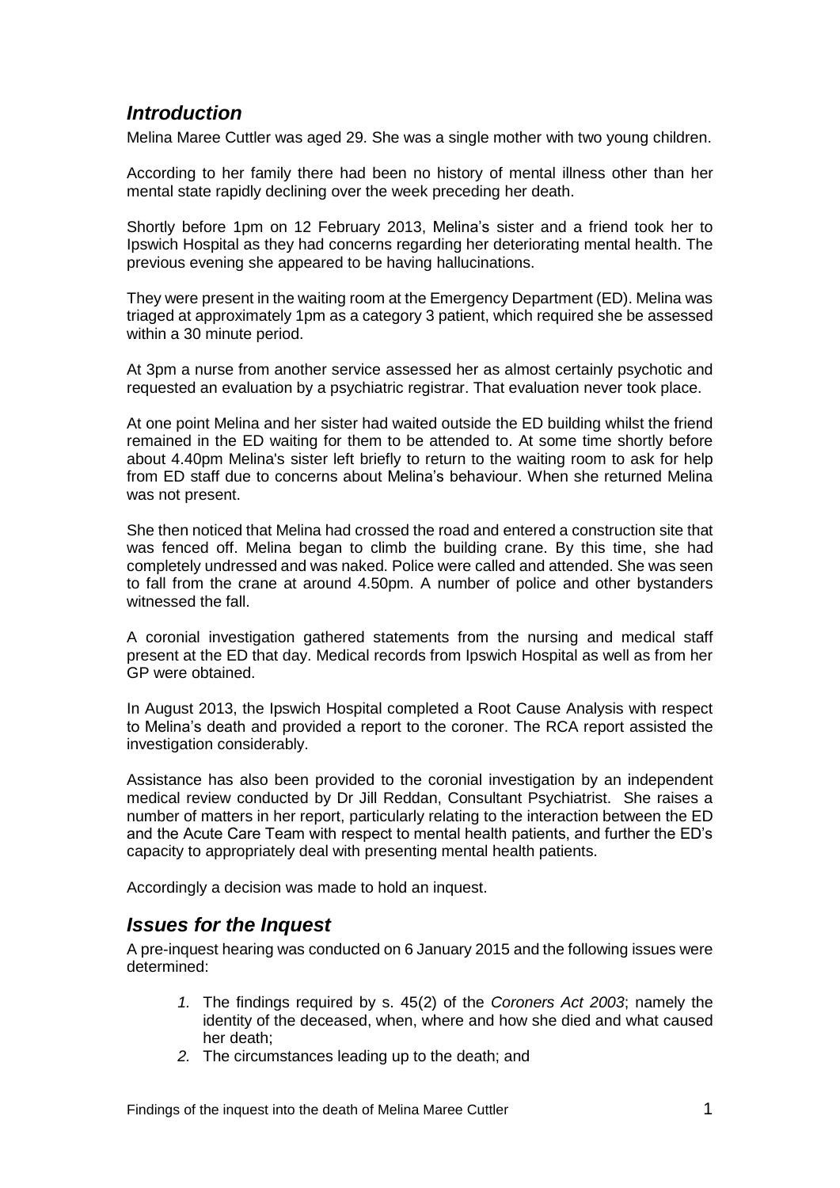## *Introduction*

Melina Maree Cuttler was aged 29. She was a single mother with two young children.

According to her family there had been no history of mental illness other than her mental state rapidly declining over the week preceding her death.

Shortly before 1pm on 12 February 2013, Melina's sister and a friend took her to Ipswich Hospital as they had concerns regarding her deteriorating mental health. The previous evening she appeared to be having hallucinations.

They were present in the waiting room at the Emergency Department (ED). Melina was triaged at approximately 1pm as a category 3 patient, which required she be assessed within a 30 minute period.

At 3pm a nurse from another service assessed her as almost certainly psychotic and requested an evaluation by a psychiatric registrar. That evaluation never took place.

At one point Melina and her sister had waited outside the ED building whilst the friend remained in the ED waiting for them to be attended to. At some time shortly before about 4.40pm Melina's sister left briefly to return to the waiting room to ask for help from ED staff due to concerns about Melina's behaviour. When she returned Melina was not present.

She then noticed that Melina had crossed the road and entered a construction site that was fenced off. Melina began to climb the building crane. By this time, she had completely undressed and was naked. Police were called and attended. She was seen to fall from the crane at around 4.50pm. A number of police and other bystanders witnessed the fall.

A coronial investigation gathered statements from the nursing and medical staff present at the ED that day. Medical records from Ipswich Hospital as well as from her GP were obtained.

In August 2013, the Ipswich Hospital completed a Root Cause Analysis with respect to Melina's death and provided a report to the coroner. The RCA report assisted the investigation considerably.

Assistance has also been provided to the coronial investigation by an independent medical review conducted by Dr Jill Reddan, Consultant Psychiatrist. She raises a number of matters in her report, particularly relating to the interaction between the ED and the Acute Care Team with respect to mental health patients, and further the ED's capacity to appropriately deal with presenting mental health patients.

Accordingly a decision was made to hold an inquest.

## *Issues for the Inquest*

A pre-inquest hearing was conducted on 6 January 2015 and the following issues were determined:

1. The findings required by s. 45(2) of the *Coroners Act 2003*; namely the identity of the deceased, when, where and how she died and what caused her death;
2. The circumstances leading up to the death; and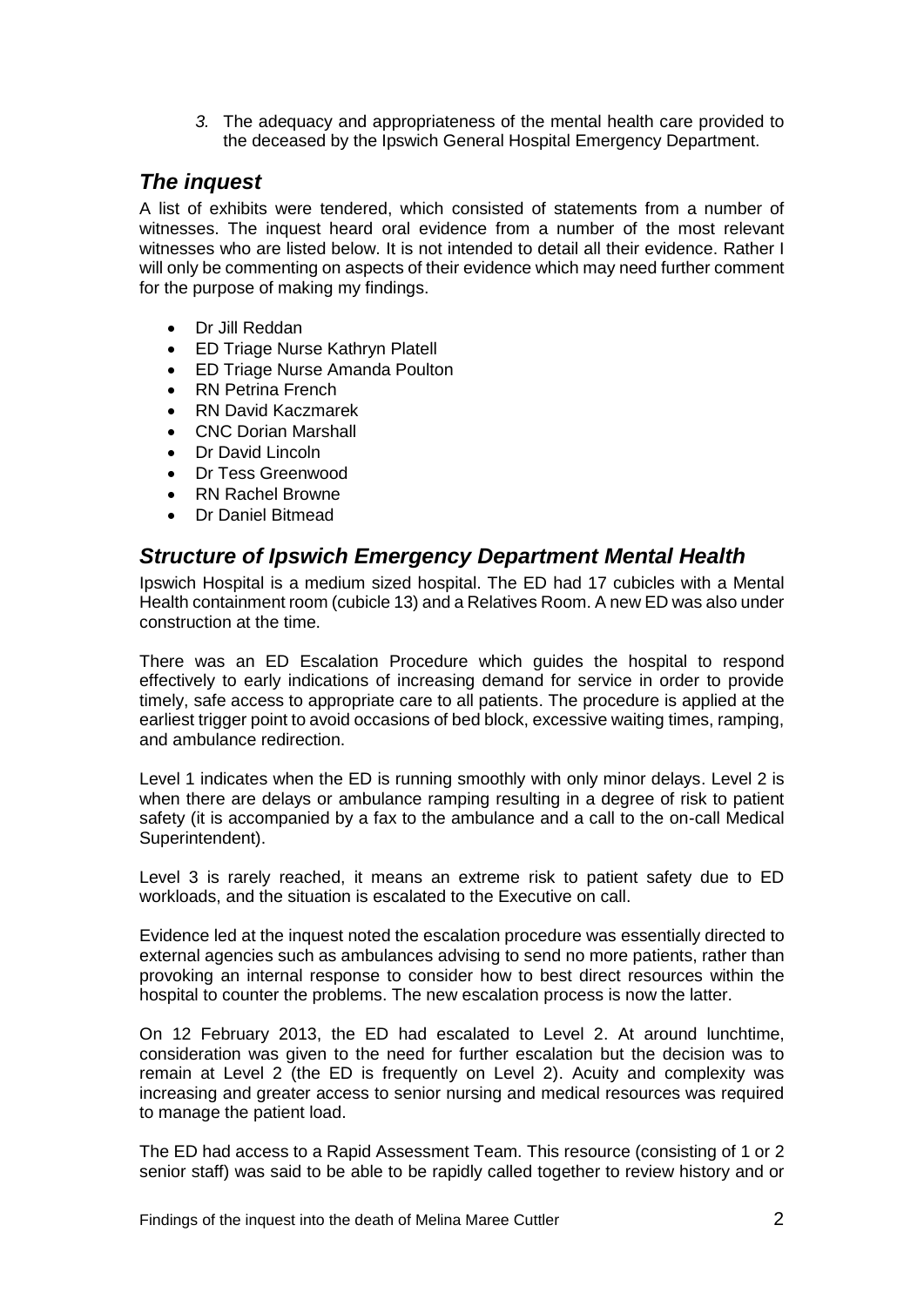3. The adequacy and appropriateness of the mental health care provided to the deceased by the Ipswich General Hospital Emergency Department.

## *The inquest*

A list of exhibits were tendered, which consisted of statements from a number of witnesses. The inquest heard oral evidence from a number of the most relevant witnesses who are listed below. It is not intended to detail all their evidence. Rather I will only be commenting on aspects of their evidence which may need further comment for the purpose of making my findings.

- Dr Jill Reddan
- ED Triage Nurse Kathryn Platell
- ED Triage Nurse Amanda Poulton
- RN Petrina French
- RN David Kaczmarek
- CNC Dorian Marshall
- Dr David Lincoln
- Dr Tess Greenwood
- RN Rachel Browne
- Dr Daniel Bitmead

## *Structure of Ipswich Emergency Department Mental Health*

Ipswich Hospital is a medium sized hospital. The ED had 17 cubicles with a Mental Health containment room (cubicle 13) and a Relatives Room. A new ED was also under construction at the time.

There was an ED Escalation Procedure which guides the hospital to respond effectively to early indications of increasing demand for service in order to provide timely, safe access to appropriate care to all patients. The procedure is applied at the earliest trigger point to avoid occasions of bed block, excessive waiting times, ramping, and ambulance redirection.

Level 1 indicates when the ED is running smoothly with only minor delays. Level 2 is when there are delays or ambulance ramping resulting in a degree of risk to patient safety (it is accompanied by a fax to the ambulance and a call to the on-call Medical Superintendent).

Level 3 is rarely reached, it means an extreme risk to patient safety due to ED workloads, and the situation is escalated to the Executive on call.

Evidence led at the inquest noted the escalation procedure was essentially directed to external agencies such as ambulances advising to send no more patients, rather than provoking an internal response to consider how to best direct resources within the hospital to counter the problems. The new escalation process is now the latter.

On 12 February 2013, the ED had escalated to Level 2. At around lunchtime, consideration was given to the need for further escalation but the decision was to remain at Level 2 (the ED is frequently on Level 2). Acuity and complexity was increasing and greater access to senior nursing and medical resources was required to manage the patient load.

The ED had access to a Rapid Assessment Team. This resource (consisting of 1 or 2 senior staff) was said to be able to be rapidly called together to review history and or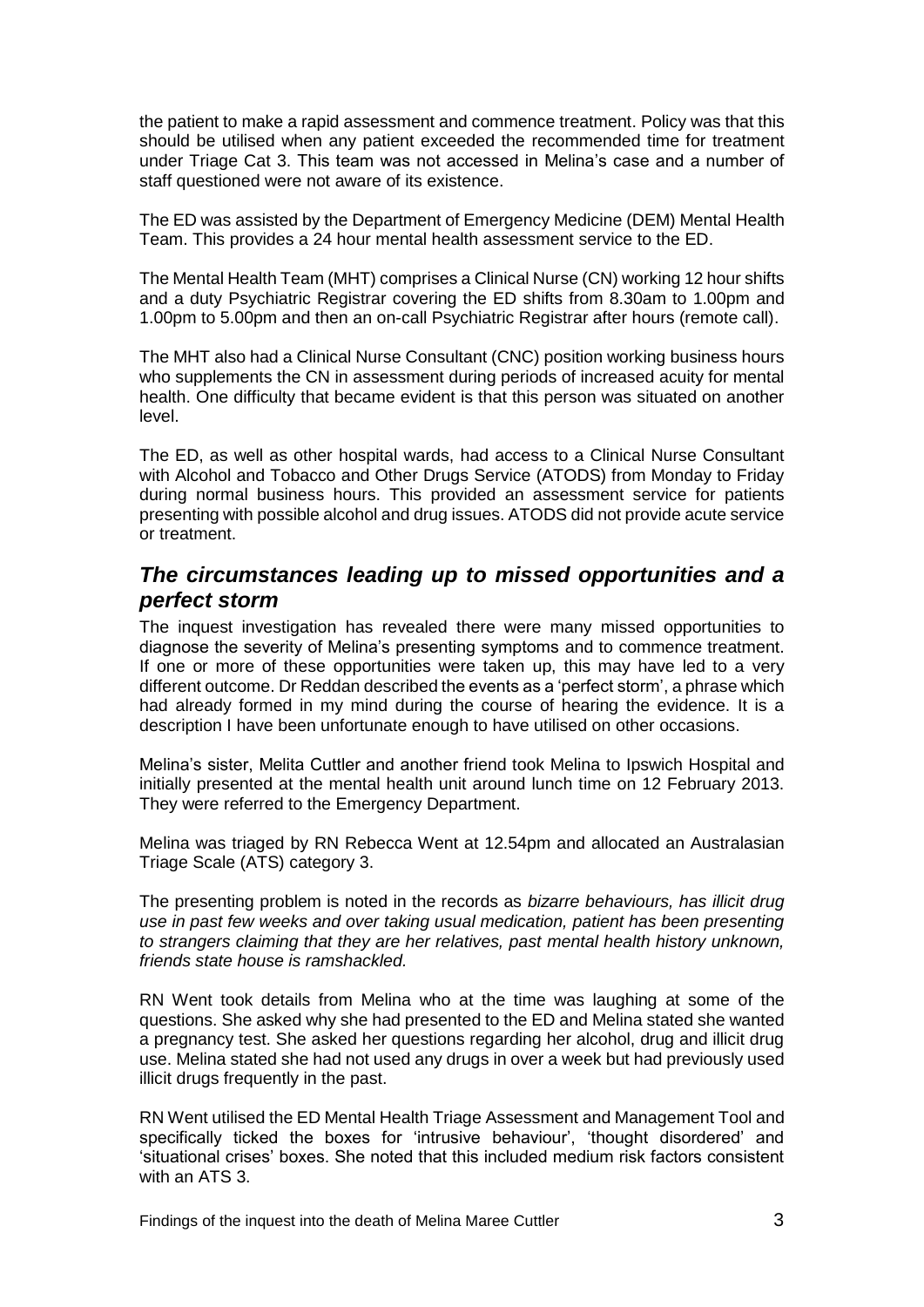the patient to make a rapid assessment and commence treatment. Policy was that this should be utilised when any patient exceeded the recommended time for treatment under Triage Cat 3. This team was not accessed in Melina's case and a number of staff questioned were not aware of its existence.

The ED was assisted by the Department of Emergency Medicine (DEM) Mental Health Team. This provides a 24 hour mental health assessment service to the ED.

The Mental Health Team (MHT) comprises a Clinical Nurse (CN) working 12 hour shifts and a duty Psychiatric Registrar covering the ED shifts from 8.30am to 1.00pm and 1.00pm to 5.00pm and then an on-call Psychiatric Registrar after hours (remote call).

The MHT also had a Clinical Nurse Consultant (CNC) position working business hours who supplements the CN in assessment during periods of increased acuity for mental health. One difficulty that became evident is that this person was situated on another level.

The ED, as well as other hospital wards, had access to a Clinical Nurse Consultant with Alcohol and Tobacco and Other Drugs Service (ATODS) from Monday to Friday during normal business hours. This provided an assessment service for patients presenting with possible alcohol and drug issues. ATODS did not provide acute service or treatment.

## *The circumstances leading up to missed opportunities and a perfect storm*

The inquest investigation has revealed there were many missed opportunities to diagnose the severity of Melina's presenting symptoms and to commence treatment. If one or more of these opportunities were taken up, this may have led to a very different outcome. Dr Reddan described the events as a 'perfect storm', a phrase which had already formed in my mind during the course of hearing the evidence. It is a description I have been unfortunate enough to have utilised on other occasions.

Melina's sister, Melita Cuttler and another friend took Melina to Ipswich Hospital and initially presented at the mental health unit around lunch time on 12 February 2013. They were referred to the Emergency Department.

Melina was triaged by RN Rebecca Went at 12.54pm and allocated an Australasian Triage Scale (ATS) category 3.

The presenting problem is noted in the records as *bizarre behaviours, has illicit drug use in past few weeks and over taking usual medication, patient has been presenting to strangers claiming that they are her relatives, past mental health history unknown, friends state house is ramshackled.*

RN Went took details from Melina who at the time was laughing at some of the questions. She asked why she had presented to the ED and Melina stated she wanted a pregnancy test. She asked her questions regarding her alcohol, drug and illicit drug use. Melina stated she had not used any drugs in over a week but had previously used illicit drugs frequently in the past.

RN Went utilised the ED Mental Health Triage Assessment and Management Tool and specifically ticked the boxes for 'intrusive behaviour', 'thought disordered' and 'situational crises' boxes. She noted that this included medium risk factors consistent with an ATS 3.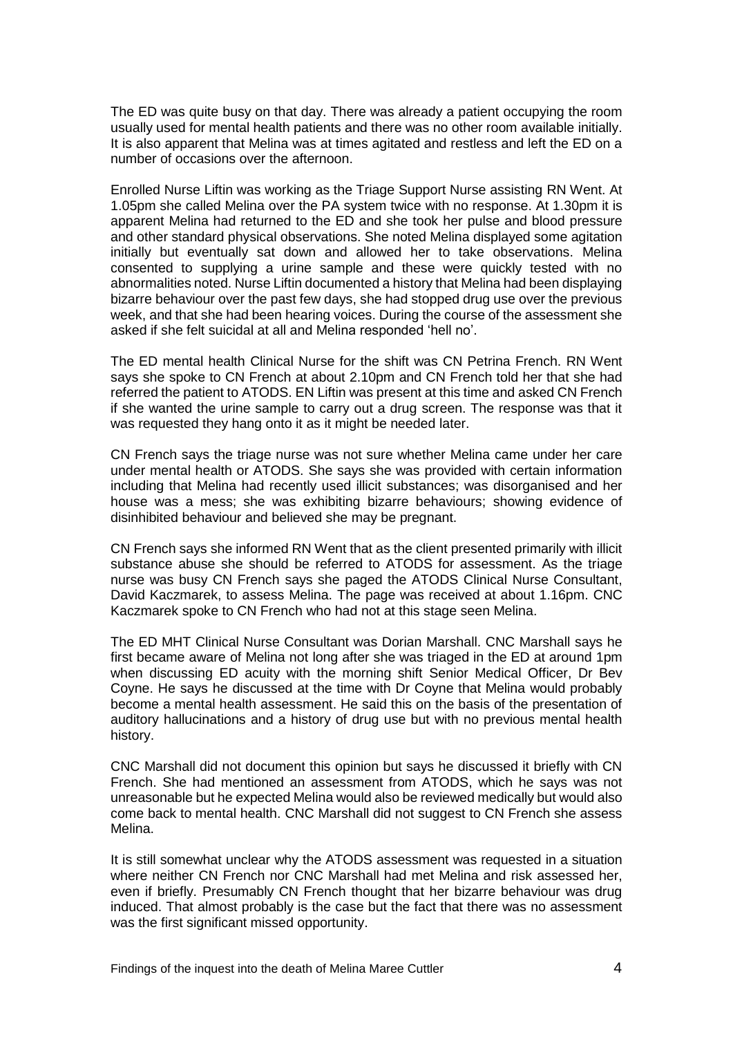The ED was quite busy on that day. There was already a patient occupying the room usually used for mental health patients and there was no other room available initially. It is also apparent that Melina was at times agitated and restless and left the ED on a number of occasions over the afternoon.

Enrolled Nurse Liftin was working as the Triage Support Nurse assisting RN Went. At 1.05pm she called Melina over the PA system twice with no response. At 1.30pm it is apparent Melina had returned to the ED and she took her pulse and blood pressure and other standard physical observations. She noted Melina displayed some agitation initially but eventually sat down and allowed her to take observations. Melina consented to supplying a urine sample and these were quickly tested with no abnormalities noted. Nurse Liftin documented a history that Melina had been displaying bizarre behaviour over the past few days, she had stopped drug use over the previous week, and that she had been hearing voices. During the course of the assessment she asked if she felt suicidal at all and Melina responded 'hell no'.

The ED mental health Clinical Nurse for the shift was CN Petrina French. RN Went says she spoke to CN French at about 2.10pm and CN French told her that she had referred the patient to ATODS. EN Liftin was present at this time and asked CN French if she wanted the urine sample to carry out a drug screen. The response was that it was requested they hang onto it as it might be needed later.

CN French says the triage nurse was not sure whether Melina came under her care under mental health or ATODS. She says she was provided with certain information including that Melina had recently used illicit substances; was disorganised and her house was a mess; she was exhibiting bizarre behaviours; showing evidence of disinhibited behaviour and believed she may be pregnant.

CN French says she informed RN Went that as the client presented primarily with illicit substance abuse she should be referred to ATODS for assessment. As the triage nurse was busy CN French says she paged the ATODS Clinical Nurse Consultant, David Kaczmarek, to assess Melina. The page was received at about 1.16pm. CNC Kaczmarek spoke to CN French who had not at this stage seen Melina.

The ED MHT Clinical Nurse Consultant was Dorian Marshall. CNC Marshall says he first became aware of Melina not long after she was triaged in the ED at around 1pm when discussing ED acuity with the morning shift Senior Medical Officer, Dr Bev Coyne. He says he discussed at the time with Dr Coyne that Melina would probably become a mental health assessment. He said this on the basis of the presentation of auditory hallucinations and a history of drug use but with no previous mental health history.

CNC Marshall did not document this opinion but says he discussed it briefly with CN French. She had mentioned an assessment from ATODS, which he says was not unreasonable but he expected Melina would also be reviewed medically but would also come back to mental health. CNC Marshall did not suggest to CN French she assess Melina.

It is still somewhat unclear why the ATODS assessment was requested in a situation where neither CN French nor CNC Marshall had met Melina and risk assessed her, even if briefly. Presumably CN French thought that her bizarre behaviour was drug induced. That almost probably is the case but the fact that there was no assessment was the first significant missed opportunity.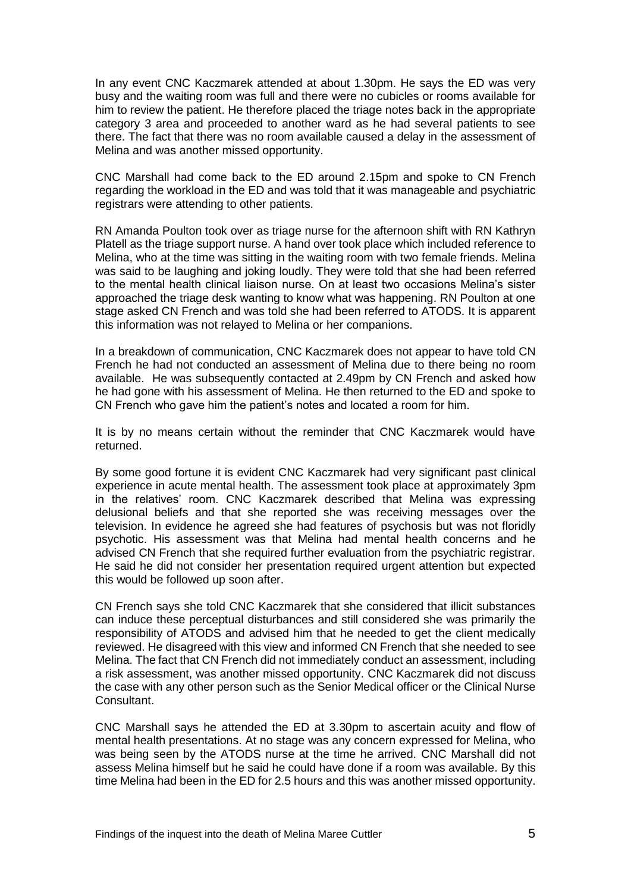In any event CNC Kaczmarek attended at about 1.30pm. He says the ED was very busy and the waiting room was full and there were no cubicles or rooms available for him to review the patient. He therefore placed the triage notes back in the appropriate category 3 area and proceeded to another ward as he had several patients to see there. The fact that there was no room available caused a delay in the assessment of Melina and was another missed opportunity.

CNC Marshall had come back to the ED around 2.15pm and spoke to CN French regarding the workload in the ED and was told that it was manageable and psychiatric registrars were attending to other patients.

RN Amanda Poulton took over as triage nurse for the afternoon shift with RN Kathryn Platell as the triage support nurse. A hand over took place which included reference to Melina, who at the time was sitting in the waiting room with two female friends. Melina was said to be laughing and joking loudly. They were told that she had been referred to the mental health clinical liaison nurse. On at least two occasions Melina's sister approached the triage desk wanting to know what was happening. RN Poulton at one stage asked CN French and was told she had been referred to ATODS. It is apparent this information was not relayed to Melina or her companions.

In a breakdown of communication, CNC Kaczmarek does not appear to have told CN French he had not conducted an assessment of Melina due to there being no room available. He was subsequently contacted at 2.49pm by CN French and asked how he had gone with his assessment of Melina. He then returned to the ED and spoke to CN French who gave him the patient's notes and located a room for him.

It is by no means certain without the reminder that CNC Kaczmarek would have returned.

By some good fortune it is evident CNC Kaczmarek had very significant past clinical experience in acute mental health. The assessment took place at approximately 3pm in the relatives' room. CNC Kaczmarek described that Melina was expressing delusional beliefs and that she reported she was receiving messages over the television. In evidence he agreed she had features of psychosis but was not floridly psychotic. His assessment was that Melina had mental health concerns and he advised CN French that she required further evaluation from the psychiatric registrar. He said he did not consider her presentation required urgent attention but expected this would be followed up soon after.

CN French says she told CNC Kaczmarek that she considered that illicit substances can induce these perceptual disturbances and still considered she was primarily the responsibility of ATODS and advised him that he needed to get the client medically reviewed. He disagreed with this view and informed CN French that she needed to see Melina. The fact that CN French did not immediately conduct an assessment, including a risk assessment, was another missed opportunity. CNC Kaczmarek did not discuss the case with any other person such as the Senior Medical officer or the Clinical Nurse Consultant.

CNC Marshall says he attended the ED at 3.30pm to ascertain acuity and flow of mental health presentations. At no stage was any concern expressed for Melina, who was being seen by the ATODS nurse at the time he arrived. CNC Marshall did not assess Melina himself but he said he could have done if a room was available. By this time Melina had been in the ED for 2.5 hours and this was another missed opportunity.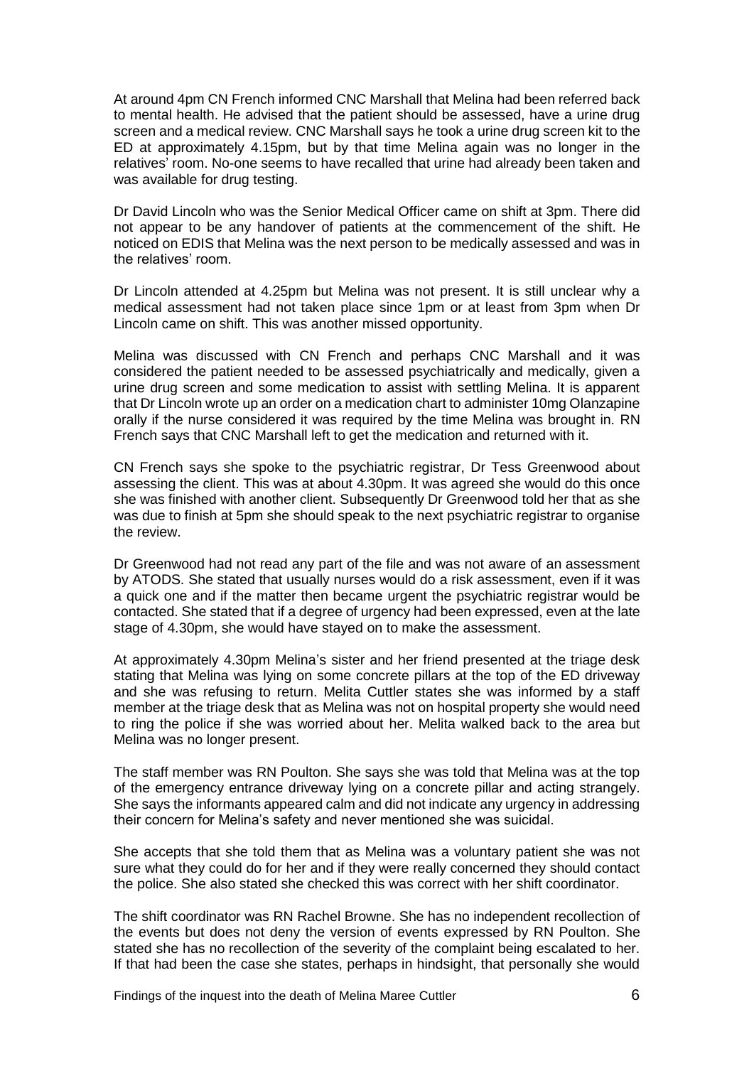At around 4pm CN French informed CNC Marshall that Melina had been referred back to mental health. He advised that the patient should be assessed, have a urine drug screen and a medical review. CNC Marshall says he took a urine drug screen kit to the ED at approximately 4.15pm, but by that time Melina again was no longer in the relatives' room. No-one seems to have recalled that urine had already been taken and was available for drug testing.

Dr David Lincoln who was the Senior Medical Officer came on shift at 3pm. There did not appear to be any handover of patients at the commencement of the shift. He noticed on EDIS that Melina was the next person to be medically assessed and was in the relatives' room.

Dr Lincoln attended at 4.25pm but Melina was not present. It is still unclear why a medical assessment had not taken place since 1pm or at least from 3pm when Dr Lincoln came on shift. This was another missed opportunity.

Melina was discussed with CN French and perhaps CNC Marshall and it was considered the patient needed to be assessed psychiatrically and medically, given a urine drug screen and some medication to assist with settling Melina. It is apparent that Dr Lincoln wrote up an order on a medication chart to administer 10mg Olanzapine orally if the nurse considered it was required by the time Melina was brought in. RN French says that CNC Marshall left to get the medication and returned with it.

CN French says she spoke to the psychiatric registrar, Dr Tess Greenwood about assessing the client. This was at about 4.30pm. It was agreed she would do this once she was finished with another client. Subsequently Dr Greenwood told her that as she was due to finish at 5pm she should speak to the next psychiatric registrar to organise the review.

Dr Greenwood had not read any part of the file and was not aware of an assessment by ATODS. She stated that usually nurses would do a risk assessment, even if it was a quick one and if the matter then became urgent the psychiatric registrar would be contacted. She stated that if a degree of urgency had been expressed, even at the late stage of 4.30pm, she would have stayed on to make the assessment.

At approximately 4.30pm Melina's sister and her friend presented at the triage desk stating that Melina was lying on some concrete pillars at the top of the ED driveway and she was refusing to return. Melita Cuttler states she was informed by a staff member at the triage desk that as Melina was not on hospital property she would need to ring the police if she was worried about her. Melita walked back to the area but Melina was no longer present.

The staff member was RN Poulton. She says she was told that Melina was at the top of the emergency entrance driveway lying on a concrete pillar and acting strangely. She says the informants appeared calm and did not indicate any urgency in addressing their concern for Melina's safety and never mentioned she was suicidal.

She accepts that she told them that as Melina was a voluntary patient she was not sure what they could do for her and if they were really concerned they should contact the police. She also stated she checked this was correct with her shift coordinator.

The shift coordinator was RN Rachel Browne. She has no independent recollection of the events but does not deny the version of events expressed by RN Poulton. She stated she has no recollection of the severity of the complaint being escalated to her. If that had been the case she states, perhaps in hindsight, that personally she would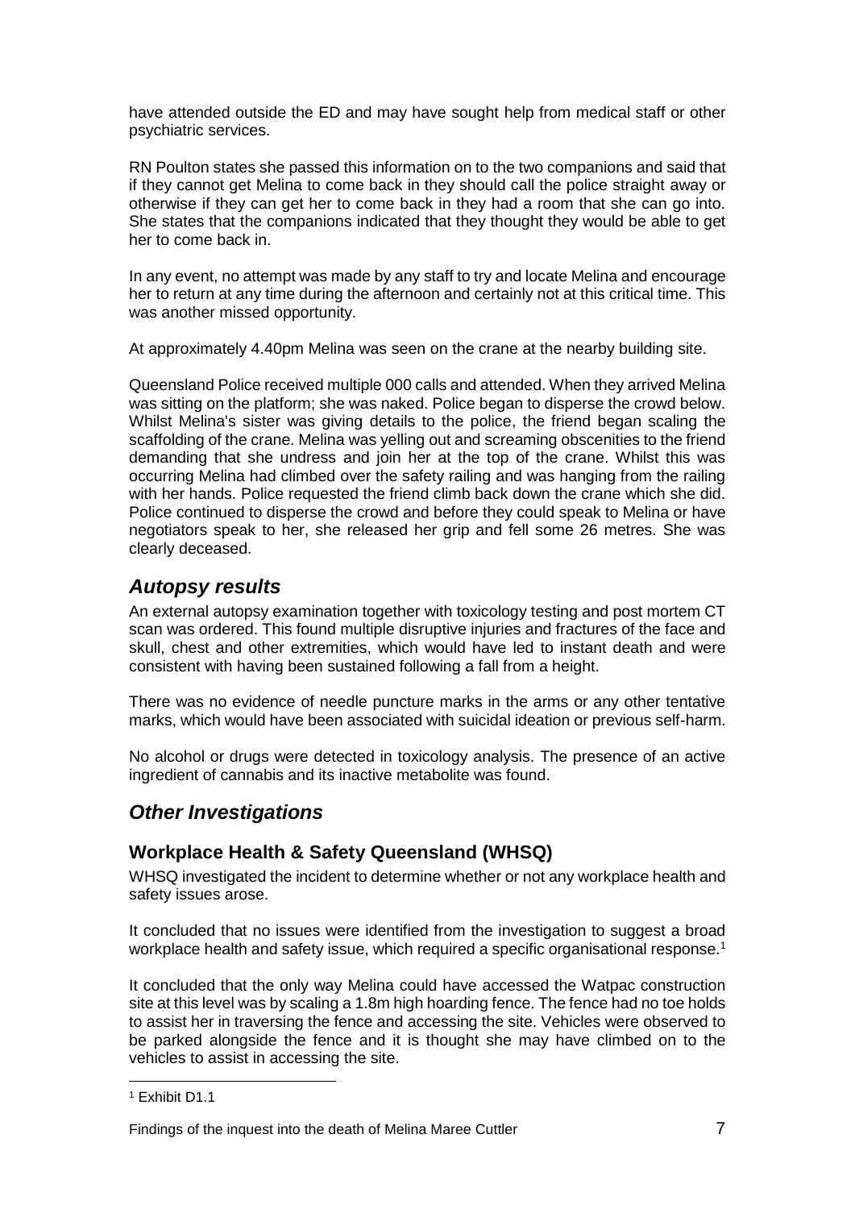have attended outside the ED and may have sought help from medical staff or other psychiatric services.

RN Poulton states she passed this information on to the two companions and said that if they cannot get Melina to come back in they should call the police straight away or otherwise if they can get her to come back in they had a room that she can go into. She states that the companions indicated that they thought they would be able to get her to come back in.

In any event, no attempt was made by any staff to try and locate Melina and encourage her to return at any time during the afternoon and certainly not at this critical time. This was another missed opportunity.

At approximately 4.40pm Melina was seen on the crane at the nearby building site.

Queensland Police received multiple 000 calls and attended. When they arrived Melina was sitting on the platform; she was naked. Police began to disperse the crowd below. Whilst Melina's sister was giving details to the police, the friend began scaling the scaffolding of the crane. Melina was yelling out and screaming obscenities to the friend demanding that she undress and join her at the top of the crane. Whilst this was occurring Melina had climbed over the safety railing and was hanging from the railing with her hands. Police requested the friend climb back down the crane which she did. Police continued to disperse the crowd and before they could speak to Melina or have negotiators speak to her, she released her grip and fell some 26 metres. She was clearly deceased.

## *Autopsy results*

An external autopsy examination together with toxicology testing and post mortem CT scan was ordered. This found multiple disruptive injuries and fractures of the face and skull, chest and other extremities, which would have led to instant death and were consistent with having been sustained following a fall from a height.

There was no evidence of needle puncture marks in the arms or any other tentative marks, which would have been associated with suicidal ideation or previous self-harm.

No alcohol or drugs were detected in toxicology analysis. The presence of an active ingredient of cannabis and its inactive metabolite was found.

## *Other Investigations*

### Workplace Health & Safety Queensland (WHSQ)

WHSQ investigated the incident to determine whether or not any workplace health and safety issues arose.

It concluded that no issues were identified from the investigation to suggest a broad workplace health and safety issue, which required a specific organisational response.[1]

It concluded that the only way Melina could have accessed the Watpac construction site at this level was by scaling a 1.8m high hoarding fence. The fence had no toe holds to assist her in traversing the fence and accessing the site. Vehicles were observed to be parked alongside the fence and it is thought she may have climbed on to the vehicles to assist in accessing the site.

[1] Exhibit D1.1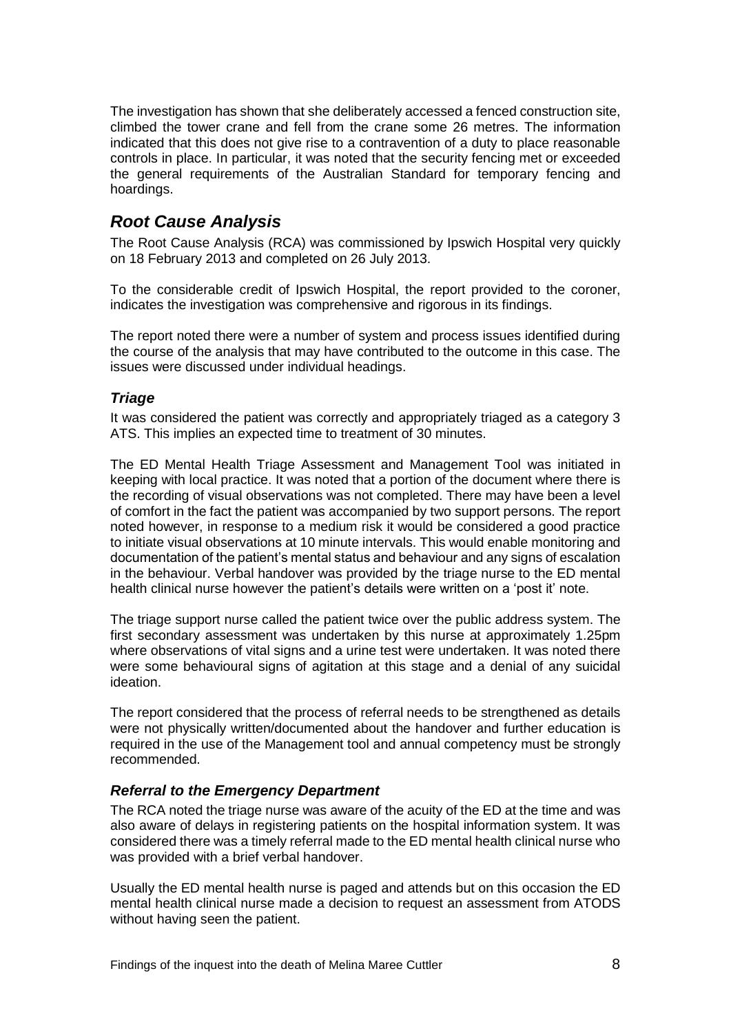The investigation has shown that she deliberately accessed a fenced construction site, climbed the tower crane and fell from the crane some 26 metres. The information indicated that this does not give rise to a contravention of a duty to place reasonable controls in place. In particular, it was noted that the security fencing met or exceeded the general requirements of the Australian Standard for temporary fencing and hoardings.

## *Root Cause Analysis*

The Root Cause Analysis (RCA) was commissioned by Ipswich Hospital very quickly on 18 February 2013 and completed on 26 July 2013.

To the considerable credit of Ipswich Hospital, the report provided to the coroner, indicates the investigation was comprehensive and rigorous in its findings.

The report noted there were a number of system and process issues identified during the course of the analysis that may have contributed to the outcome in this case. The issues were discussed under individual headings.

### *Triage*

It was considered the patient was correctly and appropriately triaged as a category 3 ATS. This implies an expected time to treatment of 30 minutes.

The ED Mental Health Triage Assessment and Management Tool was initiated in keeping with local practice. It was noted that a portion of the document where there is the recording of visual observations was not completed. There may have been a level of comfort in the fact the patient was accompanied by two support persons. The report noted however, in response to a medium risk it would be considered a good practice to initiate visual observations at 10 minute intervals. This would enable monitoring and documentation of the patient's mental status and behaviour and any signs of escalation in the behaviour. Verbal handover was provided by the triage nurse to the ED mental health clinical nurse however the patient's details were written on a 'post it' note.

The triage support nurse called the patient twice over the public address system. The first secondary assessment was undertaken by this nurse at approximately 1.25pm where observations of vital signs and a urine test were undertaken. It was noted there were some behavioural signs of agitation at this stage and a denial of any suicidal ideation.

The report considered that the process of referral needs to be strengthened as details were not physically written/documented about the handover and further education is required in the use of the Management tool and annual competency must be strongly recommended.

### *Referral to the Emergency Department*

The RCA noted the triage nurse was aware of the acuity of the ED at the time and was also aware of delays in registering patients on the hospital information system. It was considered there was a timely referral made to the ED mental health clinical nurse who was provided with a brief verbal handover.

Usually the ED mental health nurse is paged and attends but on this occasion the ED mental health clinical nurse made a decision to request an assessment from ATODS without having seen the patient.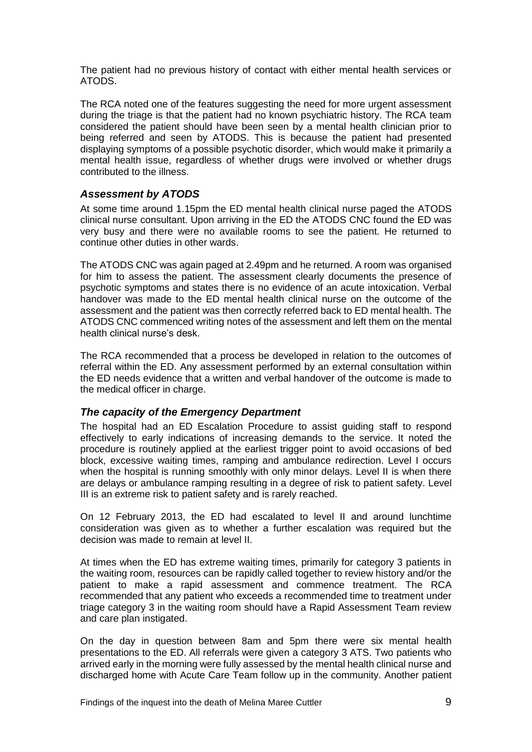The patient had no previous history of contact with either mental health services or ATODS.

The RCA noted one of the features suggesting the need for more urgent assessment during the triage is that the patient had no known psychiatric history. The RCA team considered the patient should have been seen by a mental health clinician prior to being referred and seen by ATODS. This is because the patient had presented displaying symptoms of a possible psychotic disorder, which would make it primarily a mental health issue, regardless of whether drugs were involved or whether drugs contributed to the illness.

### *Assessment by ATODS*

At some time around 1.15pm the ED mental health clinical nurse paged the ATODS clinical nurse consultant. Upon arriving in the ED the ATODS CNC found the ED was very busy and there were no available rooms to see the patient. He returned to continue other duties in other wards.

The ATODS CNC was again paged at 2.49pm and he returned. A room was organised for him to assess the patient. The assessment clearly documents the presence of psychotic symptoms and states there is no evidence of an acute intoxication. Verbal handover was made to the ED mental health clinical nurse on the outcome of the assessment and the patient was then correctly referred back to ED mental health. The ATODS CNC commenced writing notes of the assessment and left them on the mental health clinical nurse's desk.

The RCA recommended that a process be developed in relation to the outcomes of referral within the ED. Any assessment performed by an external consultation within the ED needs evidence that a written and verbal handover of the outcome is made to the medical officer in charge.

### *The capacity of the Emergency Department*

The hospital had an ED Escalation Procedure to assist guiding staff to respond effectively to early indications of increasing demands to the service. It noted the procedure is routinely applied at the earliest trigger point to avoid occasions of bed block, excessive waiting times, ramping and ambulance redirection. Level I occurs when the hospital is running smoothly with only minor delays. Level II is when there are delays or ambulance ramping resulting in a degree of risk to patient safety. Level III is an extreme risk to patient safety and is rarely reached.

On 12 February 2013, the ED had escalated to level II and around lunchtime consideration was given as to whether a further escalation was required but the decision was made to remain at level II.

At times when the ED has extreme waiting times, primarily for category 3 patients in the waiting room, resources can be rapidly called together to review history and/or the patient to make a rapid assessment and commence treatment. The RCA recommended that any patient who exceeds a recommended time to treatment under triage category 3 in the waiting room should have a Rapid Assessment Team review and care plan instigated.

On the day in question between 8am and 5pm there were six mental health presentations to the ED. All referrals were given a category 3 ATS. Two patients who arrived early in the morning were fully assessed by the mental health clinical nurse and discharged home with Acute Care Team follow up in the community. Another patient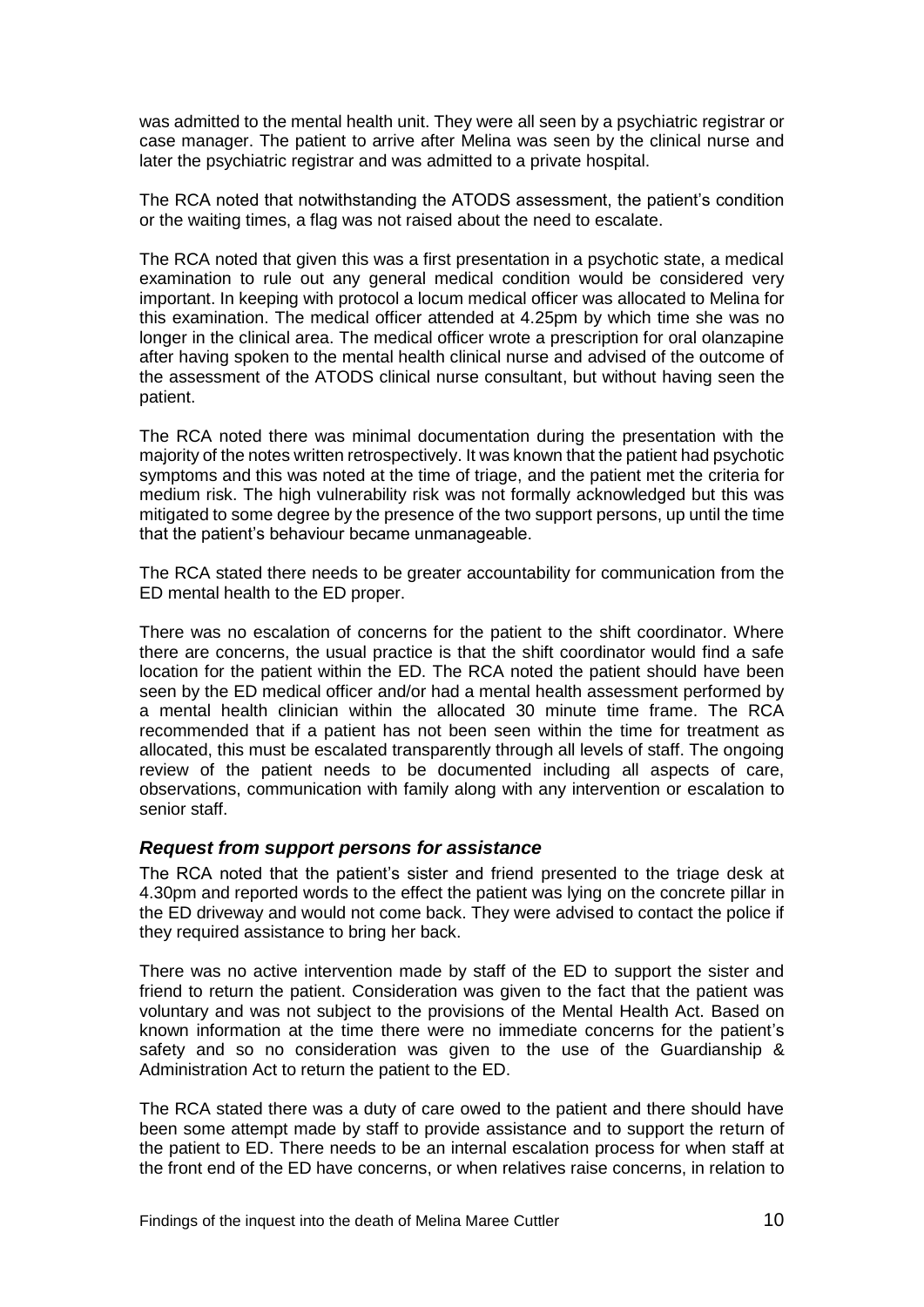was admitted to the mental health unit. They were all seen by a psychiatric registrar or case manager. The patient to arrive after Melina was seen by the clinical nurse and later the psychiatric registrar and was admitted to a private hospital.

The RCA noted that notwithstanding the ATODS assessment, the patient's condition or the waiting times, a flag was not raised about the need to escalate.

The RCA noted that given this was a first presentation in a psychotic state, a medical examination to rule out any general medical condition would be considered very important. In keeping with protocol a locum medical officer was allocated to Melina for this examination. The medical officer attended at 4.25pm by which time she was no longer in the clinical area. The medical officer wrote a prescription for oral olanzapine after having spoken to the mental health clinical nurse and advised of the outcome of the assessment of the ATODS clinical nurse consultant, but without having seen the patient.

The RCA noted there was minimal documentation during the presentation with the majority of the notes written retrospectively. It was known that the patient had psychotic symptoms and this was noted at the time of triage, and the patient met the criteria for medium risk. The high vulnerability risk was not formally acknowledged but this was mitigated to some degree by the presence of the two support persons, up until the time that the patient's behaviour became unmanageable.

The RCA stated there needs to be greater accountability for communication from the ED mental health to the ED proper.

There was no escalation of concerns for the patient to the shift coordinator. Where there are concerns, the usual practice is that the shift coordinator would find a safe location for the patient within the ED. The RCA noted the patient should have been seen by the ED medical officer and/or had a mental health assessment performed by a mental health clinician within the allocated 30 minute time frame. The RCA recommended that if a patient has not been seen within the time for treatment as allocated, this must be escalated transparently through all levels of staff. The ongoing review of the patient needs to be documented including all aspects of care, observations, communication with family along with any intervention or escalation to senior staff.

### *Request from support persons for assistance*

The RCA noted that the patient's sister and friend presented to the triage desk at 4.30pm and reported words to the effect the patient was lying on the concrete pillar in the ED driveway and would not come back. They were advised to contact the police if they required assistance to bring her back.

There was no active intervention made by staff of the ED to support the sister and friend to return the patient. Consideration was given to the fact that the patient was voluntary and was not subject to the provisions of the Mental Health Act. Based on known information at the time there were no immediate concerns for the patient's safety and so no consideration was given to the use of the Guardianship & Administration Act to return the patient to the ED.

The RCA stated there was a duty of care owed to the patient and there should have been some attempt made by staff to provide assistance and to support the return of the patient to ED. There needs to be an internal escalation process for when staff at the front end of the ED have concerns, or when relatives raise concerns, in relation to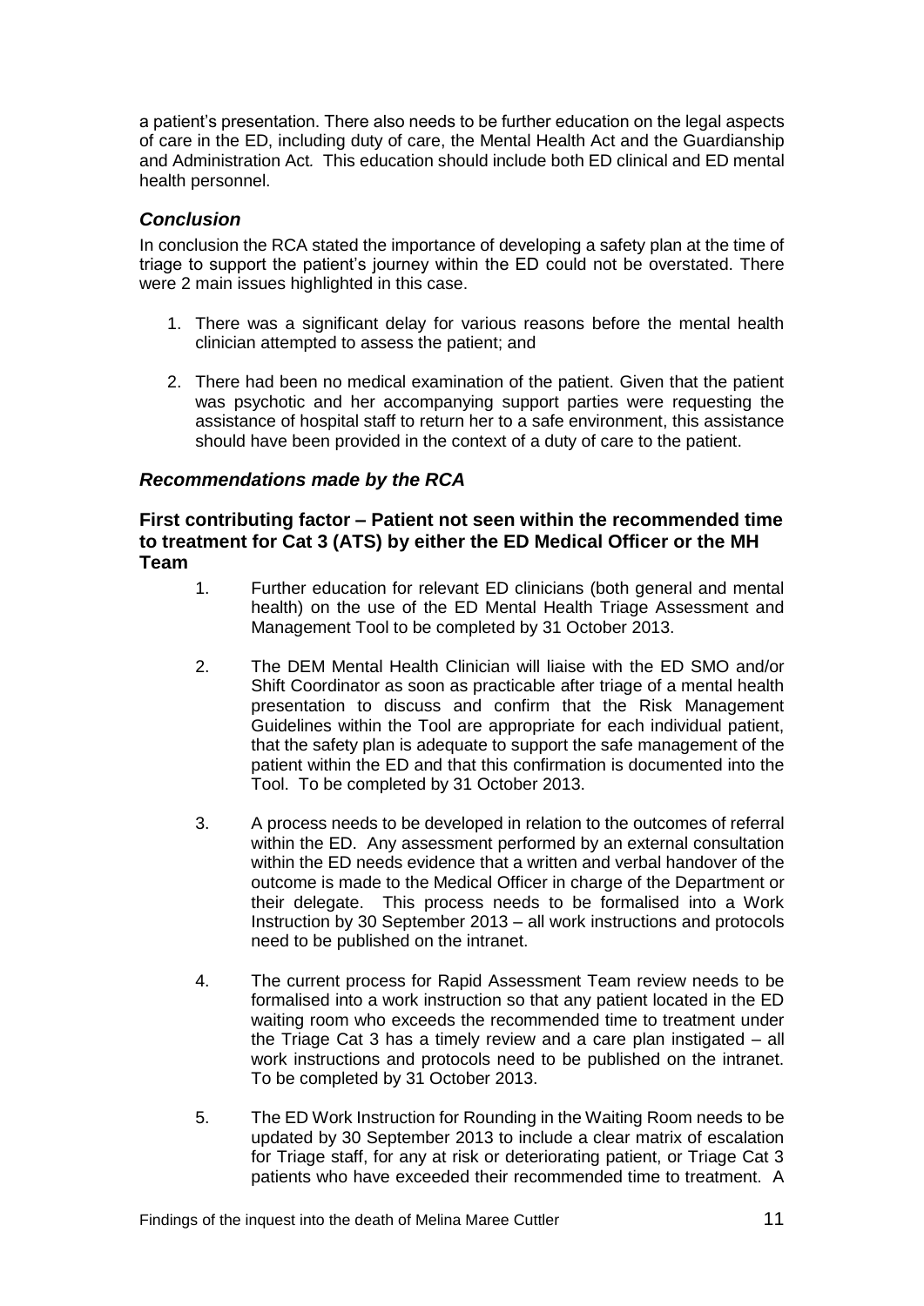a patient's presentation. There also needs to be further education on the legal aspects of care in the ED, including duty of care, the Mental Health Act and the Guardianship and Administration Act*.* This education should include both ED clinical and ED mental health personnel.

### *Conclusion*

In conclusion the RCA stated the importance of developing a safety plan at the time of triage to support the patient's journey within the ED could not be overstated. There were 2 main issues highlighted in this case.

1. There was a significant delay for various reasons before the mental health clinician attempted to assess the patient; and

2. There had been no medical examination of the patient. Given that the patient was psychotic and her accompanying support parties were requesting the assistance of hospital staff to return her to a safe environment, this assistance should have been provided in the context of a duty of care to the patient.

### *Recommendations made by the RCA*

#### First contributing factor – Patient not seen within the recommended time to treatment for Cat 3 (ATS) by either the ED Medical Officer or the MH Team

1. Further education for relevant ED clinicians (both general and mental health) on the use of the ED Mental Health Triage Assessment and Management Tool to be completed by 31 October 2013.

2. The DEM Mental Health Clinician will liaise with the ED SMO and/or Shift Coordinator as soon as practicable after triage of a mental health presentation to discuss and confirm that the Risk Management Guidelines within the Tool are appropriate for each individual patient, that the safety plan is adequate to support the safe management of the patient within the ED and that this confirmation is documented into the Tool. To be completed by 31 October 2013.

3. A process needs to be developed in relation to the outcomes of referral within the ED. Any assessment performed by an external consultation within the ED needs evidence that a written and verbal handover of the outcome is made to the Medical Officer in charge of the Department or their delegate. This process needs to be formalised into a Work Instruction by 30 September 2013 – all work instructions and protocols need to be published on the intranet.

4. The current process for Rapid Assessment Team review needs to be formalised into a work instruction so that any patient located in the ED waiting room who exceeds the recommended time to treatment under the Triage Cat 3 has a timely review and a care plan instigated – all work instructions and protocols need to be published on the intranet. To be completed by 31 October 2013.

5. The ED Work Instruction for Rounding in the Waiting Room needs to be updated by 30 September 2013 to include a clear matrix of escalation for Triage staff, for any at risk or deteriorating patient, or Triage Cat 3 patients who have exceeded their recommended time to treatment. A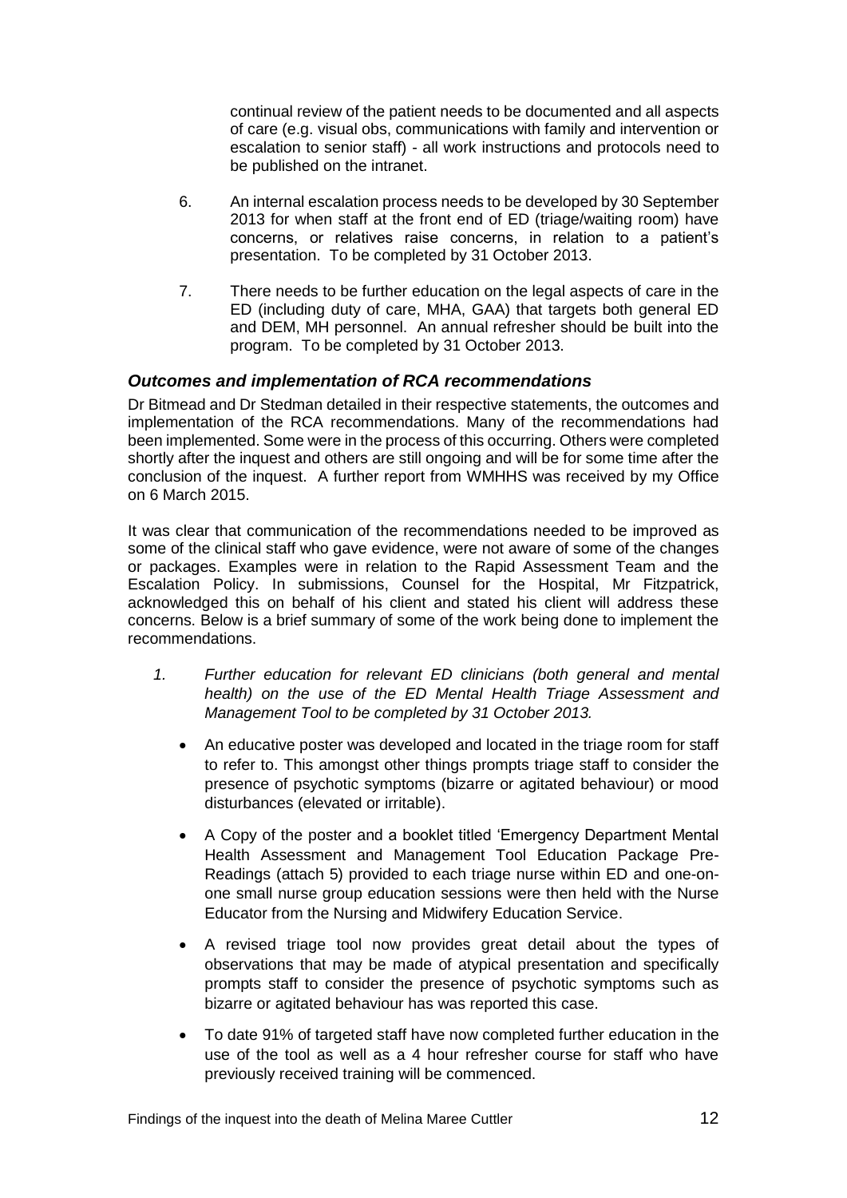continual review of the patient needs to be documented and all aspects of care (e.g. visual obs, communications with family and intervention or escalation to senior staff) - all work instructions and protocols need to be published on the intranet.

6. An internal escalation process needs to be developed by 30 September 2013 for when staff at the front end of ED (triage/waiting room) have concerns, or relatives raise concerns, in relation to a patient's presentation. To be completed by 31 October 2013.

7. There needs to be further education on the legal aspects of care in the ED (including duty of care, MHA, GAA) that targets both general ED and DEM, MH personnel. An annual refresher should be built into the program. To be completed by 31 October 2013.

### *Outcomes and implementation of RCA recommendations*

Dr Bitmead and Dr Stedman detailed in their respective statements, the outcomes and implementation of the RCA recommendations. Many of the recommendations had been implemented. Some were in the process of this occurring. Others were completed shortly after the inquest and others are still ongoing and will be for some time after the conclusion of the inquest. A further report from WMHHS was received by my Office on 6 March 2015.

It was clear that communication of the recommendations needed to be improved as some of the clinical staff who gave evidence, were not aware of some of the changes or packages. Examples were in relation to the Rapid Assessment Team and the Escalation Policy. In submissions, Counsel for the Hospital, Mr Fitzpatrick, acknowledged this on behalf of his client and stated his client will address these concerns. Below is a brief summary of some of the work being done to implement the recommendations.

1. *Further education for relevant ED clinicians (both general and mental health) on the use of the ED Mental Health Triage Assessment and Management Tool to be completed by 31 October 2013.*

   - An educative poster was developed and located in the triage room for staff to refer to. This amongst other things prompts triage staff to consider the presence of psychotic symptoms (bizarre or agitated behaviour) or mood disturbances (elevated or irritable).
   - A Copy of the poster and a booklet titled 'Emergency Department Mental Health Assessment and Management Tool Education Package Pre-Readings (attach 5) provided to each triage nurse within ED and one-on-one small nurse group education sessions were then held with the Nurse Educator from the Nursing and Midwifery Education Service.
   - A revised triage tool now provides great detail about the types of observations that may be made of atypical presentation and specifically prompts staff to consider the presence of psychotic symptoms such as bizarre or agitated behaviour has was reported this case.
   - To date 91% of targeted staff have now completed further education in the use of the tool as well as a 4 hour refresher course for staff who have previously received training will be commenced.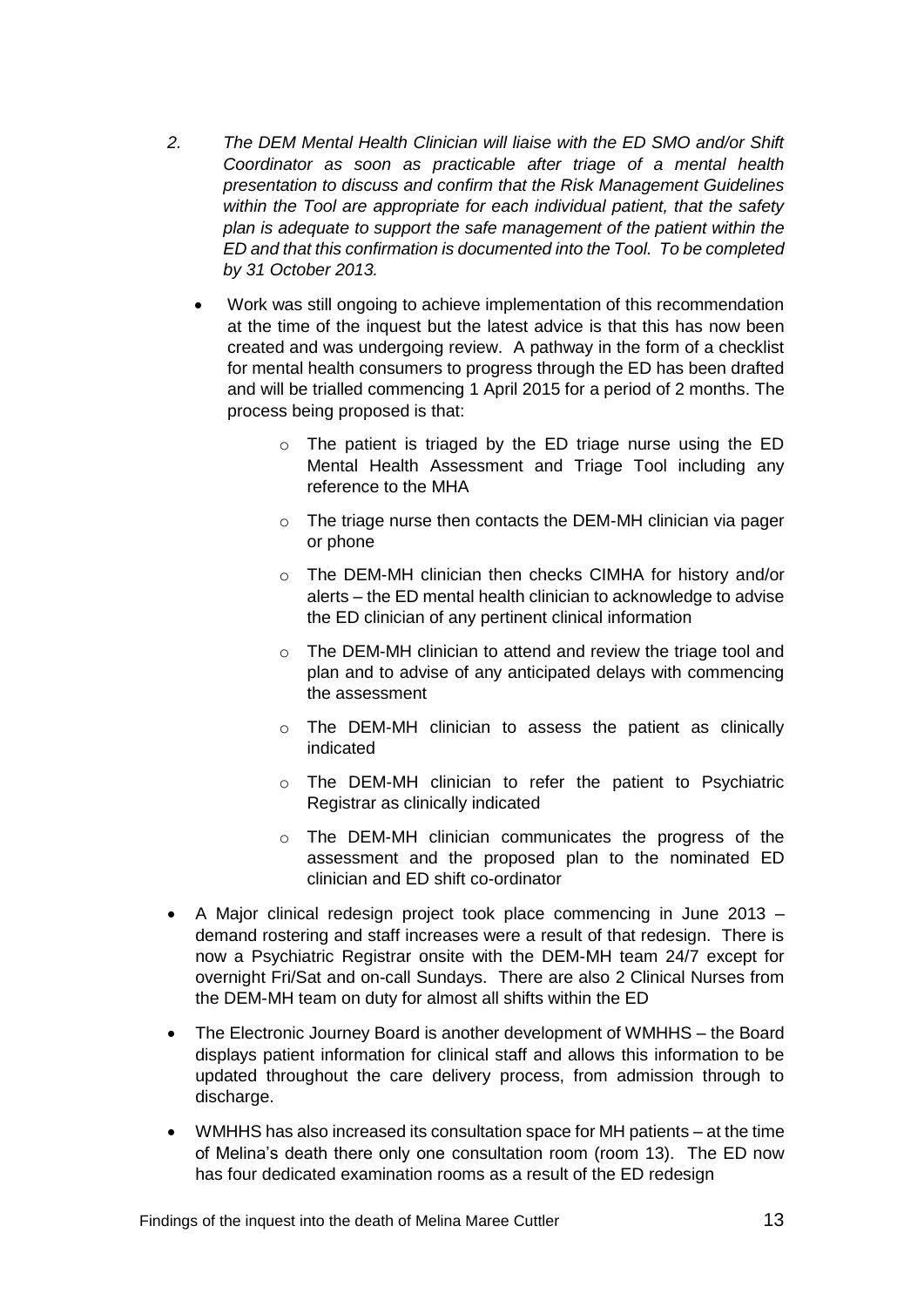2. *The DEM Mental Health Clinician will liaise with the ED SMO and/or Shift Coordinator as soon as practicable after triage of a mental health presentation to discuss and confirm that the Risk Management Guidelines within the Tool are appropriate for each individual patient, that the safety plan is adequate to support the safe management of the patient within the ED and that this confirmation is documented into the Tool. To be completed by 31 October 2013.*

   - Work was still ongoing to achieve implementation of this recommendation at the time of the inquest but the latest advice is that this has now been created and was undergoing review. A pathway in the form of a checklist for mental health consumers to progress through the ED has been drafted and will be trialled commencing 1 April 2015 for a period of 2 months. The process being proposed is that:
     - The patient is triaged by the ED triage nurse using the ED Mental Health Assessment and Triage Tool including any reference to the MHA
     - The triage nurse then contacts the DEM-MH clinician via pager or phone
     - The DEM-MH clinician then checks CIMHA for history and/or alerts – the ED mental health clinician to acknowledge to advise the ED clinician of any pertinent clinical information
     - The DEM-MH clinician to attend and review the triage tool and plan and to advise of any anticipated delays with commencing the assessment
     - The DEM-MH clinician to assess the patient as clinically indicated
     - The DEM-MH clinician to refer the patient to Psychiatric Registrar as clinically indicated
     - The DEM-MH clinician communicates the progress of the assessment and the proposed plan to the nominated ED clinician and ED shift co-ordinator

- A Major clinical redesign project took place commencing in June 2013 – demand rostering and staff increases were a result of that redesign. There is now a Psychiatric Registrar onsite with the DEM-MH team 24/7 except for overnight Fri/Sat and on-call Sundays. There are also 2 Clinical Nurses from the DEM-MH team on duty for almost all shifts within the ED
- The Electronic Journey Board is another development of WMHHS – the Board displays patient information for clinical staff and allows this information to be updated throughout the care delivery process, from admission through to discharge.
- WMHHS has also increased its consultation space for MH patients – at the time of Melina's death there only one consultation room (room 13). The ED now has four dedicated examination rooms as a result of the ED redesign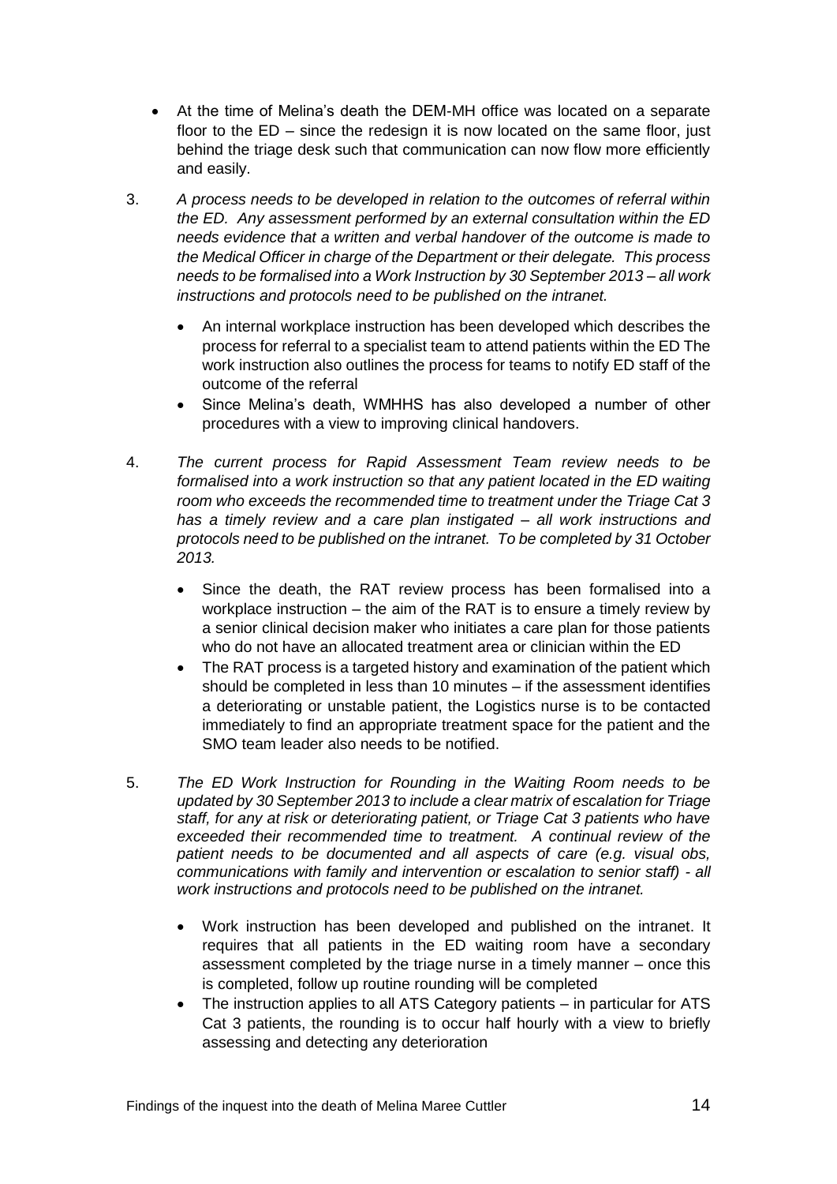- At the time of Melina's death the DEM-MH office was located on a separate floor to the ED – since the redesign it is now located on the same floor, just behind the triage desk such that communication can now flow more efficiently and easily.

3. *A process needs to be developed in relation to the outcomes of referral within the ED. Any assessment performed by an external consultation within the ED needs evidence that a written and verbal handover of the outcome is made to the Medical Officer in charge of the Department or their delegate. This process needs to be formalised into a Work Instruction by 30 September 2013 – all work instructions and protocols need to be published on the intranet.*

   - An internal workplace instruction has been developed which describes the process for referral to a specialist team to attend patients within the ED The work instruction also outlines the process for teams to notify ED staff of the outcome of the referral
   - Since Melina's death, WMHHS has also developed a number of other procedures with a view to improving clinical handovers.

4. *The current process for Rapid Assessment Team review needs to be formalised into a work instruction so that any patient located in the ED waiting room who exceeds the recommended time to treatment under the Triage Cat 3 has a timely review and a care plan instigated – all work instructions and protocols need to be published on the intranet. To be completed by 31 October 2013.*

   - Since the death, the RAT review process has been formalised into a workplace instruction – the aim of the RAT is to ensure a timely review by a senior clinical decision maker who initiates a care plan for those patients who do not have an allocated treatment area or clinician within the ED
   - The RAT process is a targeted history and examination of the patient which should be completed in less than 10 minutes – if the assessment identifies a deteriorating or unstable patient, the Logistics nurse is to be contacted immediately to find an appropriate treatment space for the patient and the SMO team leader also needs to be notified.

5. *The ED Work Instruction for Rounding in the Waiting Room needs to be updated by 30 September 2013 to include a clear matrix of escalation for Triage staff, for any at risk or deteriorating patient, or Triage Cat 3 patients who have exceeded their recommended time to treatment. A continual review of the patient needs to be documented and all aspects of care (e.g. visual obs, communications with family and intervention or escalation to senior staff) - all work instructions and protocols need to be published on the intranet.*

   - Work instruction has been developed and published on the intranet. It requires that all patients in the ED waiting room have a secondary assessment completed by the triage nurse in a timely manner – once this is completed, follow up routine rounding will be completed
   - The instruction applies to all ATS Category patients – in particular for ATS Cat 3 patients, the rounding is to occur half hourly with a view to briefly assessing and detecting any deterioration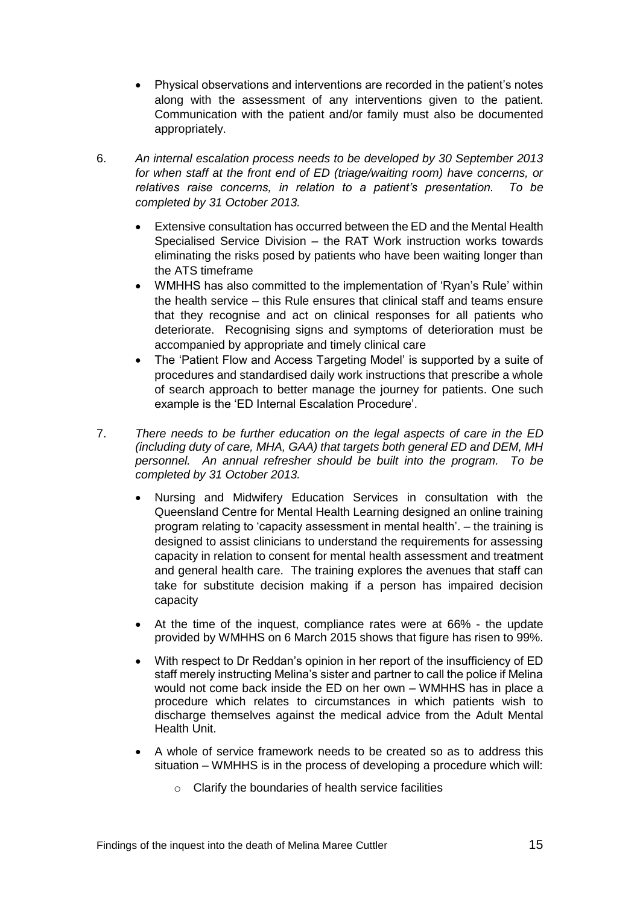- Physical observations and interventions are recorded in the patient's notes along with the assessment of any interventions given to the patient. Communication with the patient and/or family must also be documented appropriately.

6. *An internal escalation process needs to be developed by 30 September 2013 for when staff at the front end of ED (triage/waiting room) have concerns, or relatives raise concerns, in relation to a patient's presentation. To be completed by 31 October 2013.*

   - Extensive consultation has occurred between the ED and the Mental Health Specialised Service Division – the RAT Work instruction works towards eliminating the risks posed by patients who have been waiting longer than the ATS timeframe
   - WMHHS has also committed to the implementation of 'Ryan's Rule' within the health service – this Rule ensures that clinical staff and teams ensure that they recognise and act on clinical responses for all patients who deteriorate. Recognising signs and symptoms of deterioration must be accompanied by appropriate and timely clinical care
   - The 'Patient Flow and Access Targeting Model' is supported by a suite of procedures and standardised daily work instructions that prescribe a whole of search approach to better manage the journey for patients. One such example is the 'ED Internal Escalation Procedure'.

7. *There needs to be further education on the legal aspects of care in the ED (including duty of care, MHA, GAA) that targets both general ED and DEM, MH personnel. An annual refresher should be built into the program. To be completed by 31 October 2013.*

   - Nursing and Midwifery Education Services in consultation with the Queensland Centre for Mental Health Learning designed an online training program relating to 'capacity assessment in mental health'. – the training is designed to assist clinicians to understand the requirements for assessing capacity in relation to consent for mental health assessment and treatment and general health care. The training explores the avenues that staff can take for substitute decision making if a person has impaired decision capacity

   - At the time of the inquest, compliance rates were at 66% - the update provided by WMHHS on 6 March 2015 shows that figure has risen to 99%.

   - With respect to Dr Reddan's opinion in her report of the insufficiency of ED staff merely instructing Melina's sister and partner to call the police if Melina would not come back inside the ED on her own – WMHHS has in place a procedure which relates to circumstances in which patients wish to discharge themselves against the medical advice from the Adult Mental Health Unit.

   - A whole of service framework needs to be created so as to address this situation – WMHHS is in the process of developing a procedure which will:
     - Clarify the boundaries of health service facilities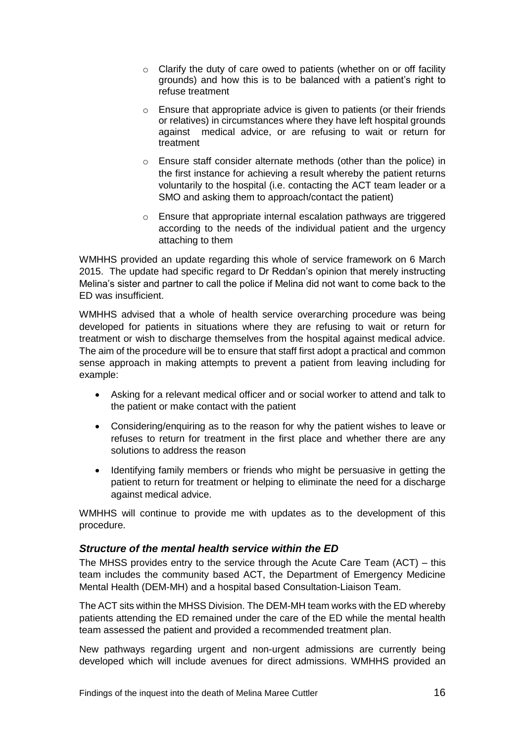- Clarify the duty of care owed to patients (whether on or off facility grounds) and how this is to be balanced with a patient's right to refuse treatment
- Ensure that appropriate advice is given to patients (or their friends or relatives) in circumstances where they have left hospital grounds against medical advice, or are refusing to wait or return for treatment
- Ensure staff consider alternate methods (other than the police) in the first instance for achieving a result whereby the patient returns voluntarily to the hospital (i.e. contacting the ACT team leader or a SMO and asking them to approach/contact the patient)
- Ensure that appropriate internal escalation pathways are triggered according to the needs of the individual patient and the urgency attaching to them

WMHHS provided an update regarding this whole of service framework on 6 March 2015. The update had specific regard to Dr Reddan's opinion that merely instructing Melina's sister and partner to call the police if Melina did not want to come back to the ED was insufficient.

WMHHS advised that a whole of health service overarching procedure was being developed for patients in situations where they are refusing to wait or return for treatment or wish to discharge themselves from the hospital against medical advice. The aim of the procedure will be to ensure that staff first adopt a practical and common sense approach in making attempts to prevent a patient from leaving including for example:

- Asking for a relevant medical officer and or social worker to attend and talk to the patient or make contact with the patient
- Considering/enquiring as to the reason for why the patient wishes to leave or refuses to return for treatment in the first place and whether there are any solutions to address the reason
- Identifying family members or friends who might be persuasive in getting the patient to return for treatment or helping to eliminate the need for a discharge against medical advice.

WMHHS will continue to provide me with updates as to the development of this procedure.

### *Structure of the mental health service within the ED*

The MHSS provides entry to the service through the Acute Care Team (ACT) – this team includes the community based ACT, the Department of Emergency Medicine Mental Health (DEM-MH) and a hospital based Consultation-Liaison Team.

The ACT sits within the MHSS Division. The DEM-MH team works with the ED whereby patients attending the ED remained under the care of the ED while the mental health team assessed the patient and provided a recommended treatment plan.

New pathways regarding urgent and non-urgent admissions are currently being developed which will include avenues for direct admissions. WMHHS provided an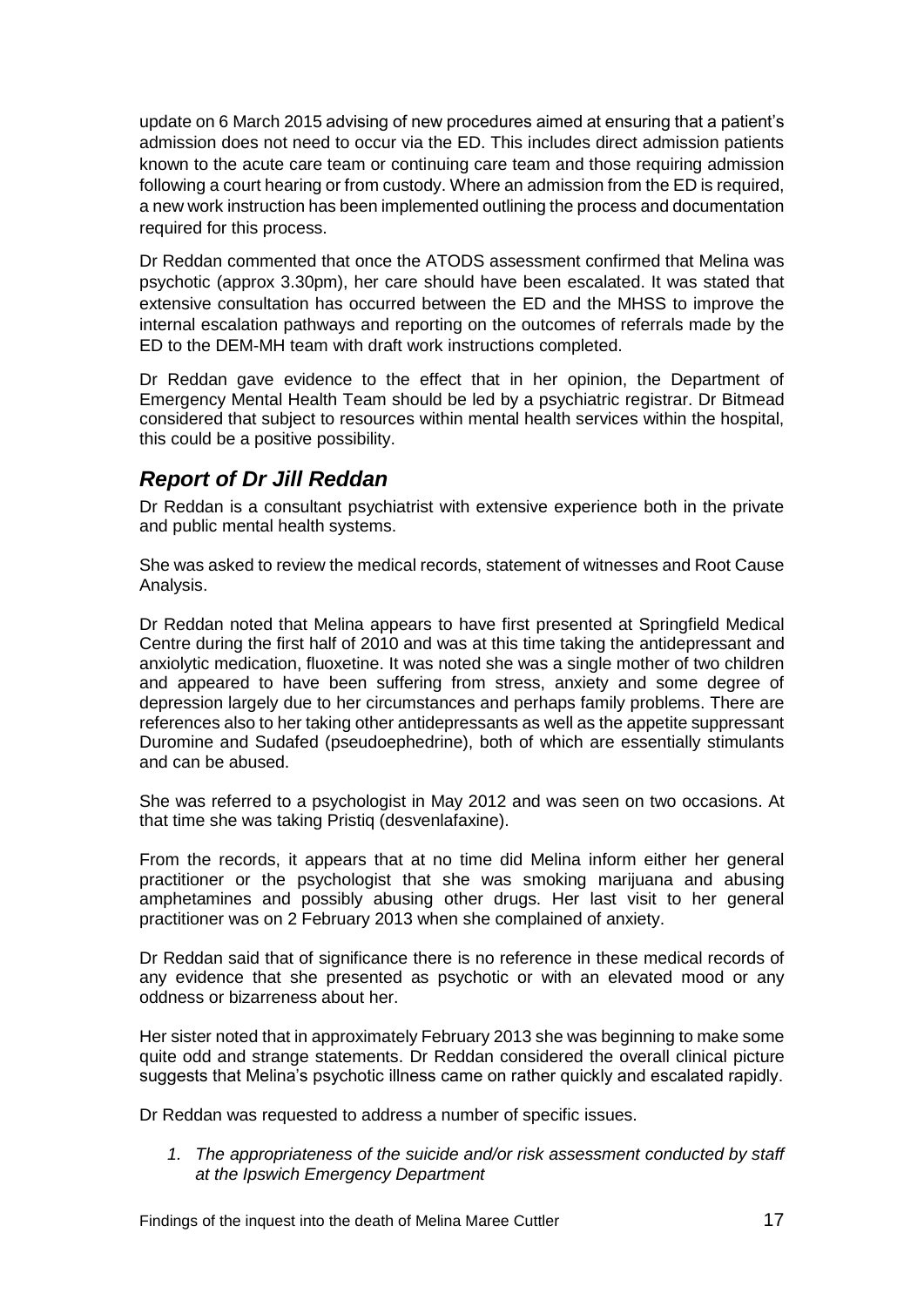update on 6 March 2015 advising of new procedures aimed at ensuring that a patient's admission does not need to occur via the ED. This includes direct admission patients known to the acute care team or continuing care team and those requiring admission following a court hearing or from custody. Where an admission from the ED is required, a new work instruction has been implemented outlining the process and documentation required for this process.

Dr Reddan commented that once the ATODS assessment confirmed that Melina was psychotic (approx 3.30pm), her care should have been escalated. It was stated that extensive consultation has occurred between the ED and the MHSS to improve the internal escalation pathways and reporting on the outcomes of referrals made by the ED to the DEM-MH team with draft work instructions completed.

Dr Reddan gave evidence to the effect that in her opinion, the Department of Emergency Mental Health Team should be led by a psychiatric registrar. Dr Bitmead considered that subject to resources within mental health services within the hospital, this could be a positive possibility.

## *Report of Dr Jill Reddan*

Dr Reddan is a consultant psychiatrist with extensive experience both in the private and public mental health systems.

She was asked to review the medical records, statement of witnesses and Root Cause Analysis.

Dr Reddan noted that Melina appears to have first presented at Springfield Medical Centre during the first half of 2010 and was at this time taking the antidepressant and anxiolytic medication, fluoxetine. It was noted she was a single mother of two children and appeared to have been suffering from stress, anxiety and some degree of depression largely due to her circumstances and perhaps family problems. There are references also to her taking other antidepressants as well as the appetite suppressant Duromine and Sudafed (pseudoephedrine), both of which are essentially stimulants and can be abused.

She was referred to a psychologist in May 2012 and was seen on two occasions. At that time she was taking Pristiq (desvenlafaxine).

From the records, it appears that at no time did Melina inform either her general practitioner or the psychologist that she was smoking marijuana and abusing amphetamines and possibly abusing other drugs. Her last visit to her general practitioner was on 2 February 2013 when she complained of anxiety.

Dr Reddan said that of significance there is no reference in these medical records of any evidence that she presented as psychotic or with an elevated mood or any oddness or bizarreness about her.

Her sister noted that in approximately February 2013 she was beginning to make some quite odd and strange statements. Dr Reddan considered the overall clinical picture suggests that Melina's psychotic illness came on rather quickly and escalated rapidly.

Dr Reddan was requested to address a number of specific issues.

1. *The appropriateness of the suicide and/or risk assessment conducted by staff at the Ipswich Emergency Department*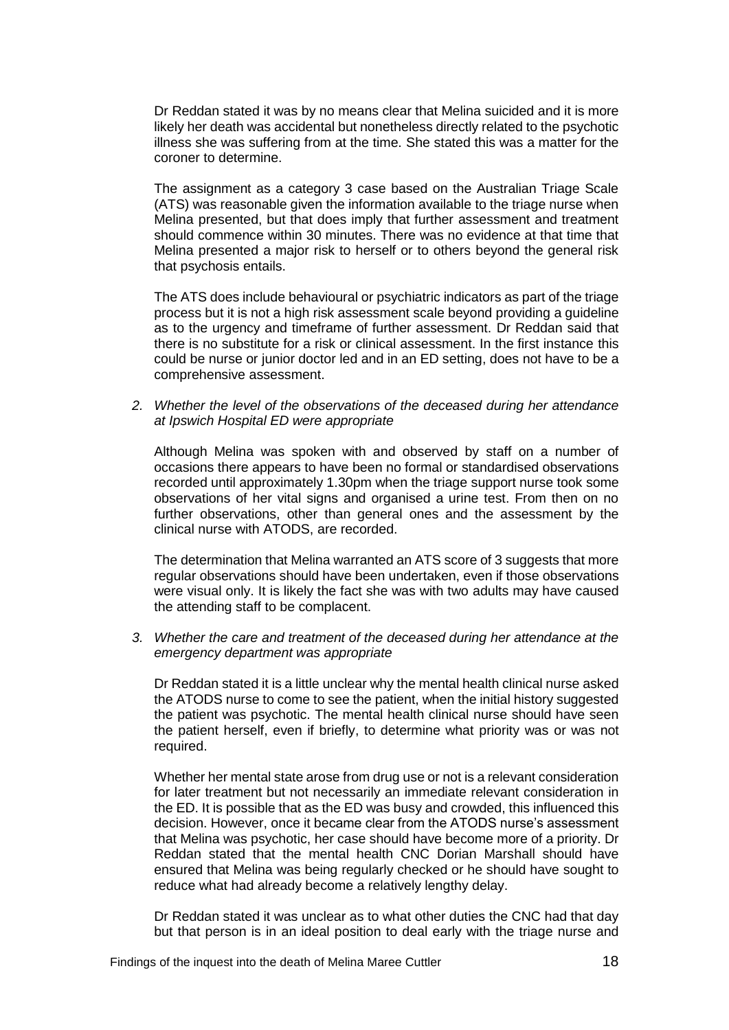Dr Reddan stated it was by no means clear that Melina suicided and it is more likely her death was accidental but nonetheless directly related to the psychotic illness she was suffering from at the time. She stated this was a matter for the coroner to determine.

The assignment as a category 3 case based on the Australian Triage Scale (ATS) was reasonable given the information available to the triage nurse when Melina presented, but that does imply that further assessment and treatment should commence within 30 minutes. There was no evidence at that time that Melina presented a major risk to herself or to others beyond the general risk that psychosis entails.

The ATS does include behavioural or psychiatric indicators as part of the triage process but it is not a high risk assessment scale beyond providing a guideline as to the urgency and timeframe of further assessment. Dr Reddan said that there is no substitute for a risk or clinical assessment. In the first instance this could be nurse or junior doctor led and in an ED setting, does not have to be a comprehensive assessment.

2. *Whether the level of the observations of the deceased during her attendance at Ipswich Hospital ED were appropriate*

Although Melina was spoken with and observed by staff on a number of occasions there appears to have been no formal or standardised observations recorded until approximately 1.30pm when the triage support nurse took some observations of her vital signs and organised a urine test. From then on no further observations, other than general ones and the assessment by the clinical nurse with ATODS, are recorded.

The determination that Melina warranted an ATS score of 3 suggests that more regular observations should have been undertaken, even if those observations were visual only. It is likely the fact she was with two adults may have caused the attending staff to be complacent.

3. *Whether the care and treatment of the deceased during her attendance at the emergency department was appropriate*

Dr Reddan stated it is a little unclear why the mental health clinical nurse asked the ATODS nurse to come to see the patient, when the initial history suggested the patient was psychotic. The mental health clinical nurse should have seen the patient herself, even if briefly, to determine what priority was or was not required.

Whether her mental state arose from drug use or not is a relevant consideration for later treatment but not necessarily an immediate relevant consideration in the ED. It is possible that as the ED was busy and crowded, this influenced this decision. However, once it became clear from the ATODS nurse's assessment that Melina was psychotic, her case should have become more of a priority. Dr Reddan stated that the mental health CNC Dorian Marshall should have ensured that Melina was being regularly checked or he should have sought to reduce what had already become a relatively lengthy delay.

Dr Reddan stated it was unclear as to what other duties the CNC had that day but that person is in an ideal position to deal early with the triage nurse and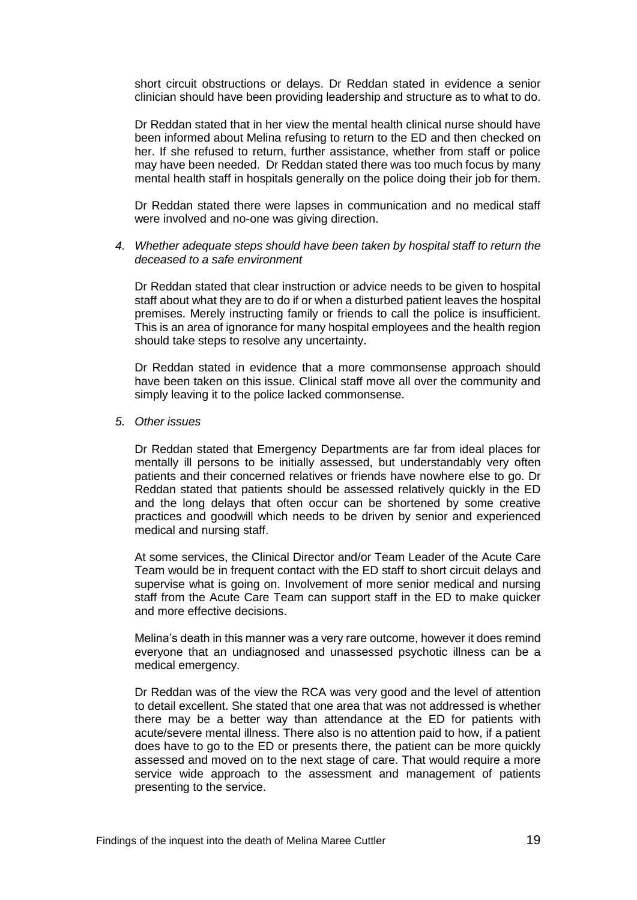short circuit obstructions or delays. Dr Reddan stated in evidence a senior clinician should have been providing leadership and structure as to what to do.

Dr Reddan stated that in her view the mental health clinical nurse should have been informed about Melina refusing to return to the ED and then checked on her. If she refused to return, further assistance, whether from staff or police may have been needed. Dr Reddan stated there was too much focus by many mental health staff in hospitals generally on the police doing their job for them.

Dr Reddan stated there were lapses in communication and no medical staff were involved and no-one was giving direction.

*4. Whether adequate steps should have been taken by hospital staff to return the deceased to a safe environment*

Dr Reddan stated that clear instruction or advice needs to be given to hospital staff about what they are to do if or when a disturbed patient leaves the hospital premises. Merely instructing family or friends to call the police is insufficient. This is an area of ignorance for many hospital employees and the health region should take steps to resolve any uncertainty.

Dr Reddan stated in evidence that a more commonsense approach should have been taken on this issue. Clinical staff move all over the community and simply leaving it to the police lacked commonsense.

*5. Other issues*

Dr Reddan stated that Emergency Departments are far from ideal places for mentally ill persons to be initially assessed, but understandably very often patients and their concerned relatives or friends have nowhere else to go. Dr Reddan stated that patients should be assessed relatively quickly in the ED and the long delays that often occur can be shortened by some creative practices and goodwill which needs to be driven by senior and experienced medical and nursing staff.

At some services, the Clinical Director and/or Team Leader of the Acute Care Team would be in frequent contact with the ED staff to short circuit delays and supervise what is going on. Involvement of more senior medical and nursing staff from the Acute Care Team can support staff in the ED to make quicker and more effective decisions.

Melina's death in this manner was a very rare outcome, however it does remind everyone that an undiagnosed and unassessed psychotic illness can be a medical emergency.

Dr Reddan was of the view the RCA was very good and the level of attention to detail excellent. She stated that one area that was not addressed is whether there may be a better way than attendance at the ED for patients with acute/severe mental illness. There also is no attention paid to how, if a patient does have to go to the ED or presents there, the patient can be more quickly assessed and moved on to the next stage of care. That would require a more service wide approach to the assessment and management of patients presenting to the service.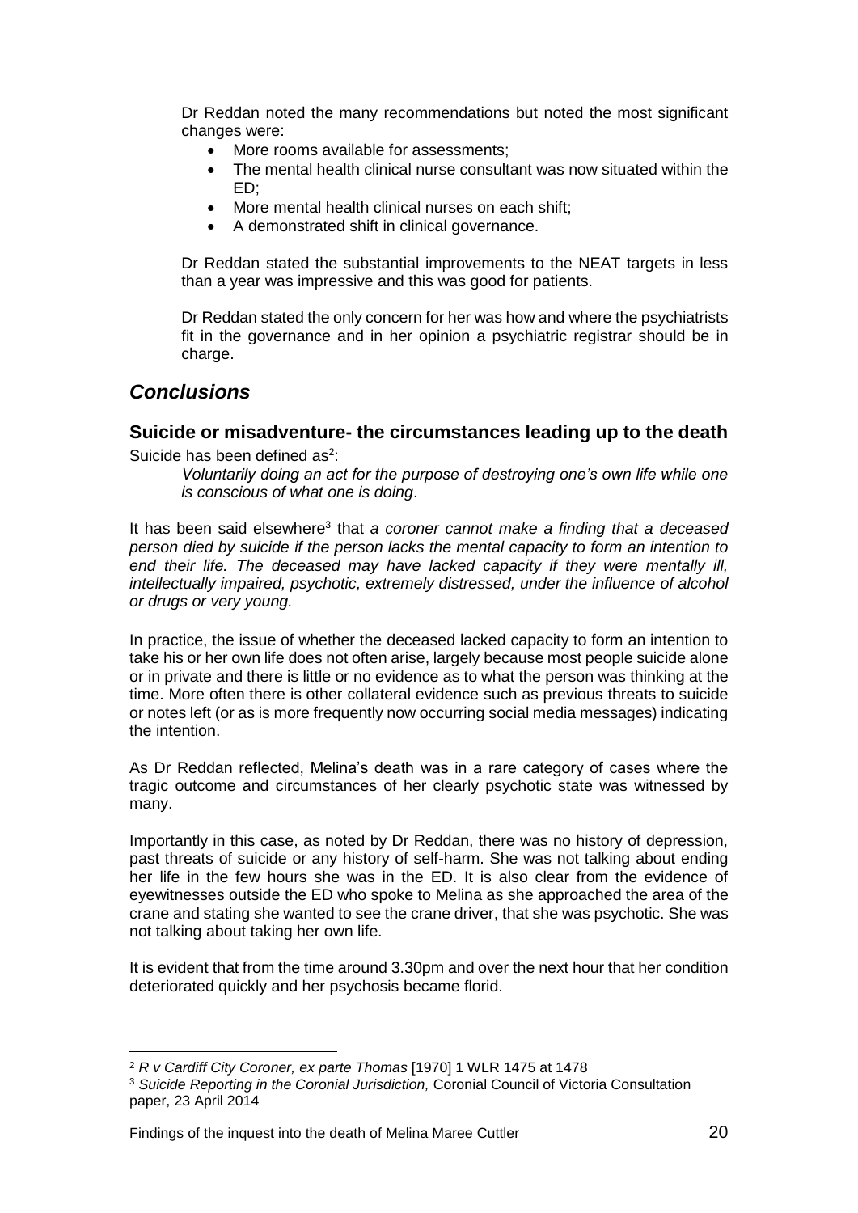Dr Reddan noted the many recommendations but noted the most significant changes were:

- More rooms available for assessments;
- The mental health clinical nurse consultant was now situated within the ED;
- More mental health clinical nurses on each shift;
- A demonstrated shift in clinical governance.

Dr Reddan stated the substantial improvements to the NEAT targets in less than a year was impressive and this was good for patients.

Dr Reddan stated the only concern for her was how and where the psychiatrists fit in the governance and in her opinion a psychiatric registrar should be in charge.

## *Conclusions*

### Suicide or misadventure- the circumstances leading up to the death

Suicide has been defined as[2]:

> *Voluntarily doing an act for the purpose of destroying one's own life while one is conscious of what one is doing*.

It has been said elsewhere[3] that *a coroner cannot make a finding that a deceased person died by suicide if the person lacks the mental capacity to form an intention to end their life. The deceased may have lacked capacity if they were mentally ill, intellectually impaired, psychotic, extremely distressed, under the influence of alcohol or drugs or very young.*

In practice, the issue of whether the deceased lacked capacity to form an intention to take his or her own life does not often arise, largely because most people suicide alone or in private and there is little or no evidence as to what the person was thinking at the time. More often there is other collateral evidence such as previous threats to suicide or notes left (or as is more frequently now occurring social media messages) indicating the intention.

As Dr Reddan reflected, Melina's death was in a rare category of cases where the tragic outcome and circumstances of her clearly psychotic state was witnessed by many.

Importantly in this case, as noted by Dr Reddan, there was no history of depression, past threats of suicide or any history of self-harm. She was not talking about ending her life in the few hours she was in the ED. It is also clear from the evidence of eyewitnesses outside the ED who spoke to Melina as she approached the area of the crane and stating she wanted to see the crane driver, that she was psychotic. She was not talking about taking her own life.

It is evident that from the time around 3.30pm and over the next hour that her condition deteriorated quickly and her psychosis became florid.

---

[2] *R v Cardiff City Coroner, ex parte Thomas* [1970] 1 WLR 1475 at 1478

[3] *Suicide Reporting in the Coronial Jurisdiction,* Coronial Council of Victoria Consultation paper, 23 April 2014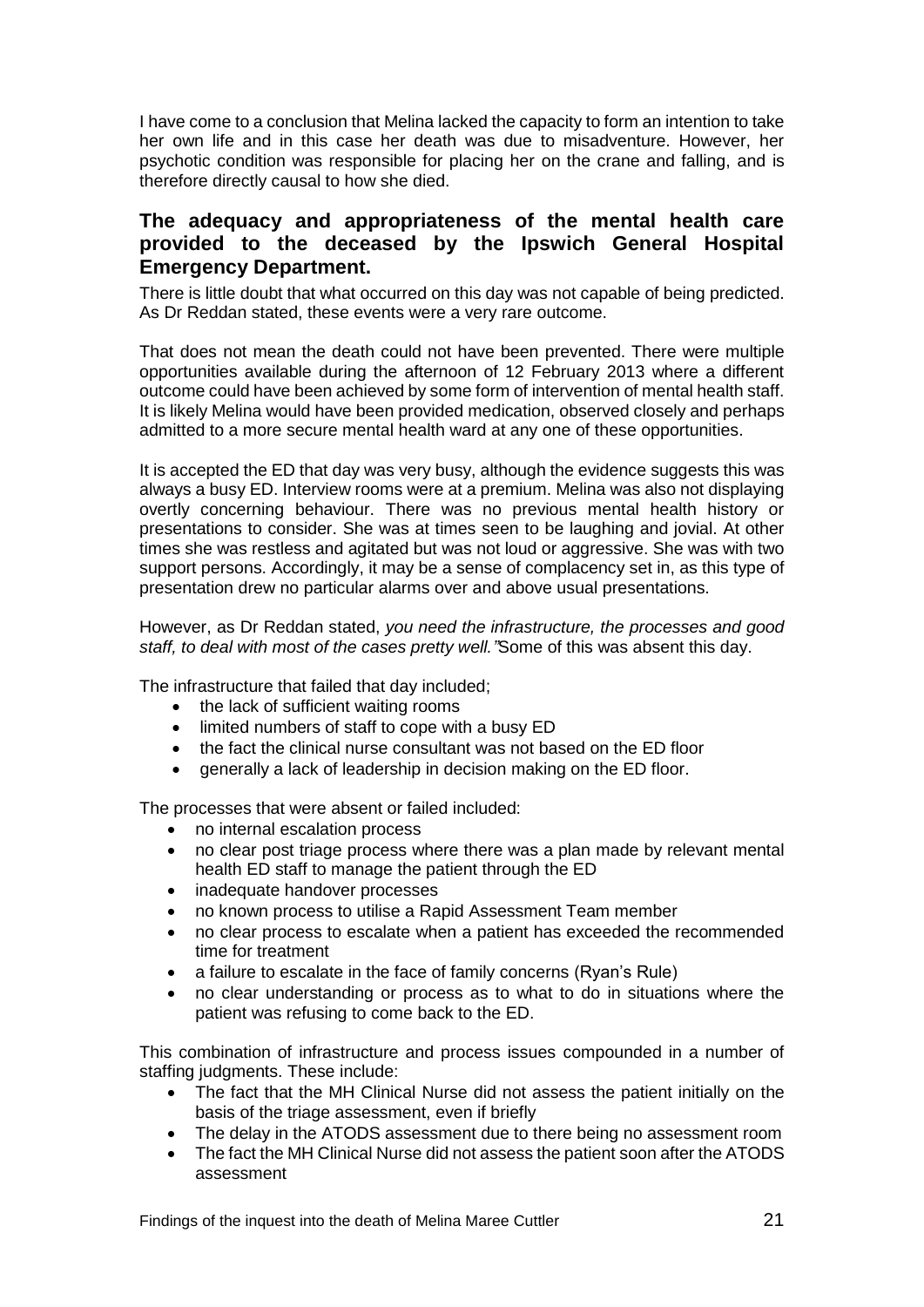I have come to a conclusion that Melina lacked the capacity to form an intention to take her own life and in this case her death was due to misadventure. However, her psychotic condition was responsible for placing her on the crane and falling, and is therefore directly causal to how she died.

## The adequacy and appropriateness of the mental health care provided to the deceased by the Ipswich General Hospital Emergency Department.

There is little doubt that what occurred on this day was not capable of being predicted. As Dr Reddan stated, these events were a very rare outcome.

That does not mean the death could not have been prevented. There were multiple opportunities available during the afternoon of 12 February 2013 where a different outcome could have been achieved by some form of intervention of mental health staff. It is likely Melina would have been provided medication, observed closely and perhaps admitted to a more secure mental health ward at any one of these opportunities.

It is accepted the ED that day was very busy, although the evidence suggests this was always a busy ED. Interview rooms were at a premium. Melina was also not displaying overtly concerning behaviour. There was no previous mental health history or presentations to consider. She was at times seen to be laughing and jovial. At other times she was restless and agitated but was not loud or aggressive. She was with two support persons. Accordingly, it may be a sense of complacency set in, as this type of presentation drew no particular alarms over and above usual presentations.

However, as Dr Reddan stated, *you need the infrastructure, the processes and good staff, to deal with most of the cases pretty well."* Some of this was absent this day.

The infrastructure that failed that day included;

- the lack of sufficient waiting rooms
- limited numbers of staff to cope with a busy ED
- the fact the clinical nurse consultant was not based on the ED floor
- generally a lack of leadership in decision making on the ED floor.

The processes that were absent or failed included:

- no internal escalation process
- no clear post triage process where there was a plan made by relevant mental health ED staff to manage the patient through the ED
- inadequate handover processes
- no known process to utilise a Rapid Assessment Team member
- no clear process to escalate when a patient has exceeded the recommended time for treatment
- a failure to escalate in the face of family concerns (Ryan's Rule)
- no clear understanding or process as to what to do in situations where the patient was refusing to come back to the ED.

This combination of infrastructure and process issues compounded in a number of staffing judgments. These include:

- The fact that the MH Clinical Nurse did not assess the patient initially on the basis of the triage assessment, even if briefly
- The delay in the ATODS assessment due to there being no assessment room
- The fact the MH Clinical Nurse did not assess the patient soon after the ATODS assessment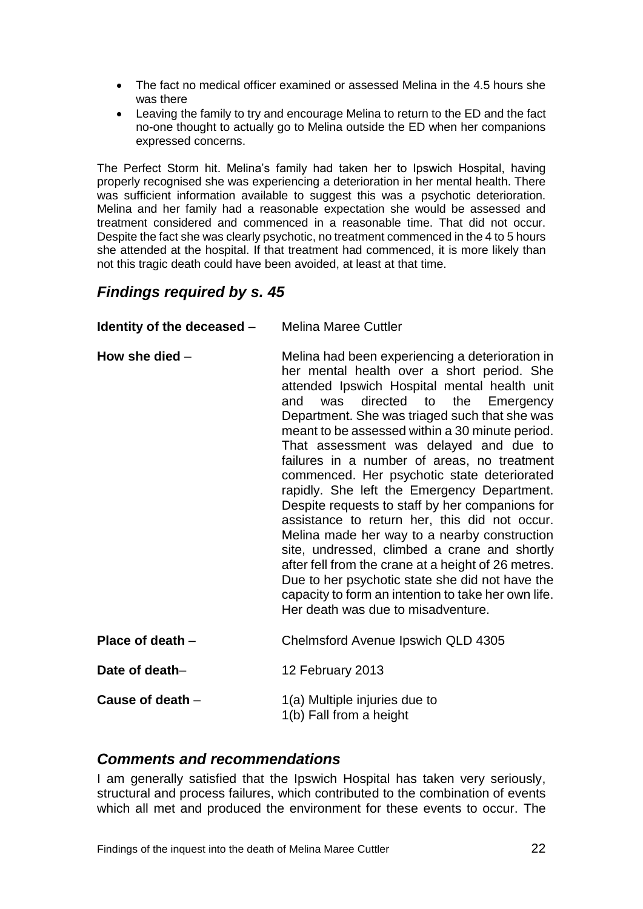- The fact no medical officer examined or assessed Melina in the 4.5 hours she was there
- Leaving the family to try and encourage Melina to return to the ED and the fact no-one thought to actually go to Melina outside the ED when her companions expressed concerns.

The Perfect Storm hit. Melina's family had taken her to Ipswich Hospital, having properly recognised she was experiencing a deterioration in her mental health. There was sufficient information available to suggest this was a psychotic deterioration. Melina and her family had a reasonable expectation she would be assessed and treatment considered and commenced in a reasonable time. That did not occur. Despite the fact she was clearly psychotic, no treatment commenced in the 4 to 5 hours she attended at the hospital. If that treatment had commenced, it is more likely than not this tragic death could have been avoided, at least at that time.

## *Findings required by s. 45*

**Identity of the deceased** – Melina Maree Cuttler

**How she died** – Melina had been experiencing a deterioration in her mental health over a short period. She attended Ipswich Hospital mental health unit and was directed to the Emergency Department. She was triaged such that she was meant to be assessed within a 30 minute period. That assessment was delayed and due to failures in a number of areas, no treatment commenced. Her psychotic state deteriorated rapidly. She left the Emergency Department. Despite requests to staff by her companions for assistance to return her, this did not occur. Melina made her way to a nearby construction site, undressed, climbed a crane and shortly after fell from the crane at a height of 26 metres. Due to her psychotic state she did not have the capacity to form an intention to take her own life. Her death was due to misadventure.

**Place of death** – Chelmsford Avenue Ipswich QLD 4305

**Date of death**– 12 February 2013

**Cause of death** – 1(a) Multiple injuries due to
1(b) Fall from a height

## *Comments and recommendations*

I am generally satisfied that the Ipswich Hospital has taken very seriously, structural and process failures, which contributed to the combination of events which all met and produced the environment for these events to occur. The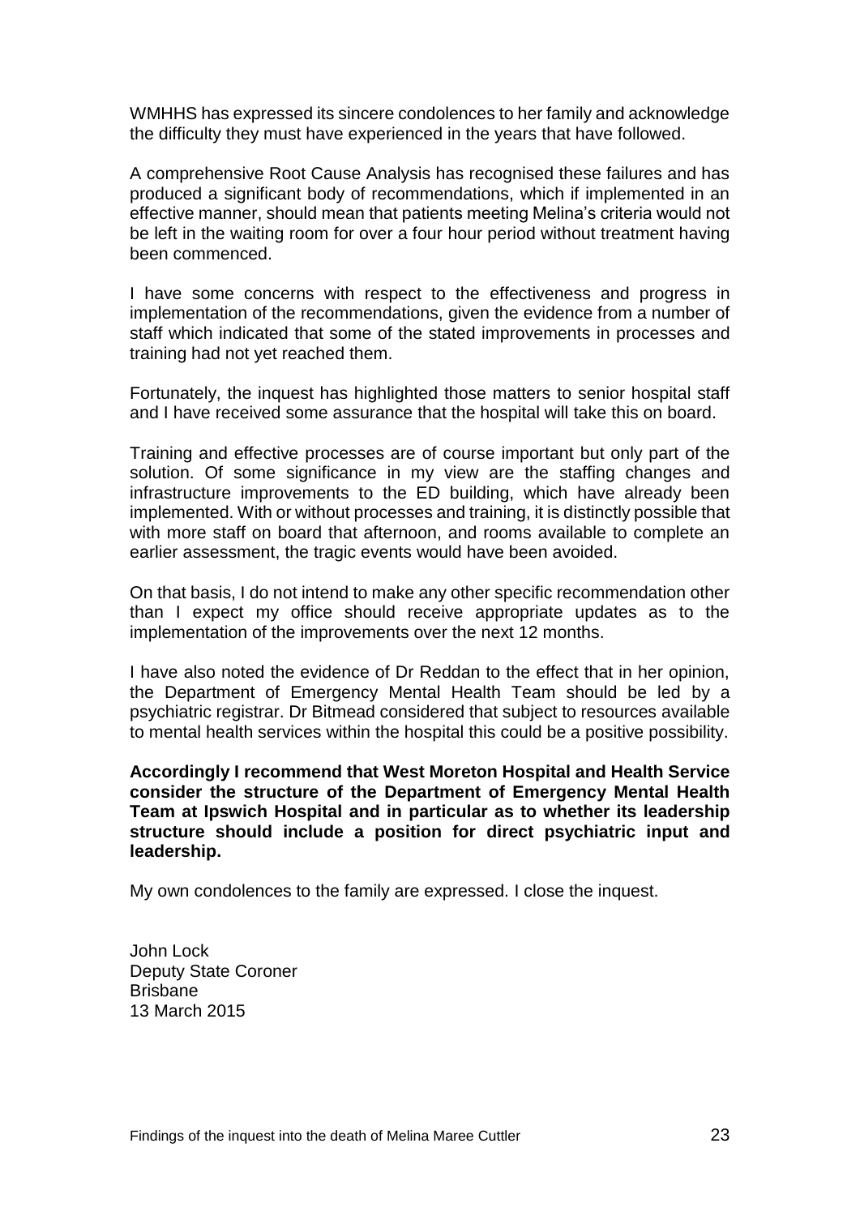WMHHS has expressed its sincere condolences to her family and acknowledge the difficulty they must have experienced in the years that have followed.

A comprehensive Root Cause Analysis has recognised these failures and has produced a significant body of recommendations, which if implemented in an effective manner, should mean that patients meeting Melina's criteria would not be left in the waiting room for over a four hour period without treatment having been commenced.

I have some concerns with respect to the effectiveness and progress in implementation of the recommendations, given the evidence from a number of staff which indicated that some of the stated improvements in processes and training had not yet reached them.

Fortunately, the inquest has highlighted those matters to senior hospital staff and I have received some assurance that the hospital will take this on board.

Training and effective processes are of course important but only part of the solution. Of some significance in my view are the staffing changes and infrastructure improvements to the ED building, which have already been implemented. With or without processes and training, it is distinctly possible that with more staff on board that afternoon, and rooms available to complete an earlier assessment, the tragic events would have been avoided.

On that basis, I do not intend to make any other specific recommendation other than I expect my office should receive appropriate updates as to the implementation of the improvements over the next 12 months.

I have also noted the evidence of Dr Reddan to the effect that in her opinion, the Department of Emergency Mental Health Team should be led by a psychiatric registrar. Dr Bitmead considered that subject to resources available to mental health services within the hospital this could be a positive possibility.

**Accordingly I recommend that West Moreton Hospital and Health Service consider the structure of the Department of Emergency Mental Health Team at Ipswich Hospital and in particular as to whether its leadership structure should include a position for direct psychiatric input and leadership.**

My own condolences to the family are expressed. I close the inquest.

John Lock
Deputy State Coroner
Brisbane
13 March 2015